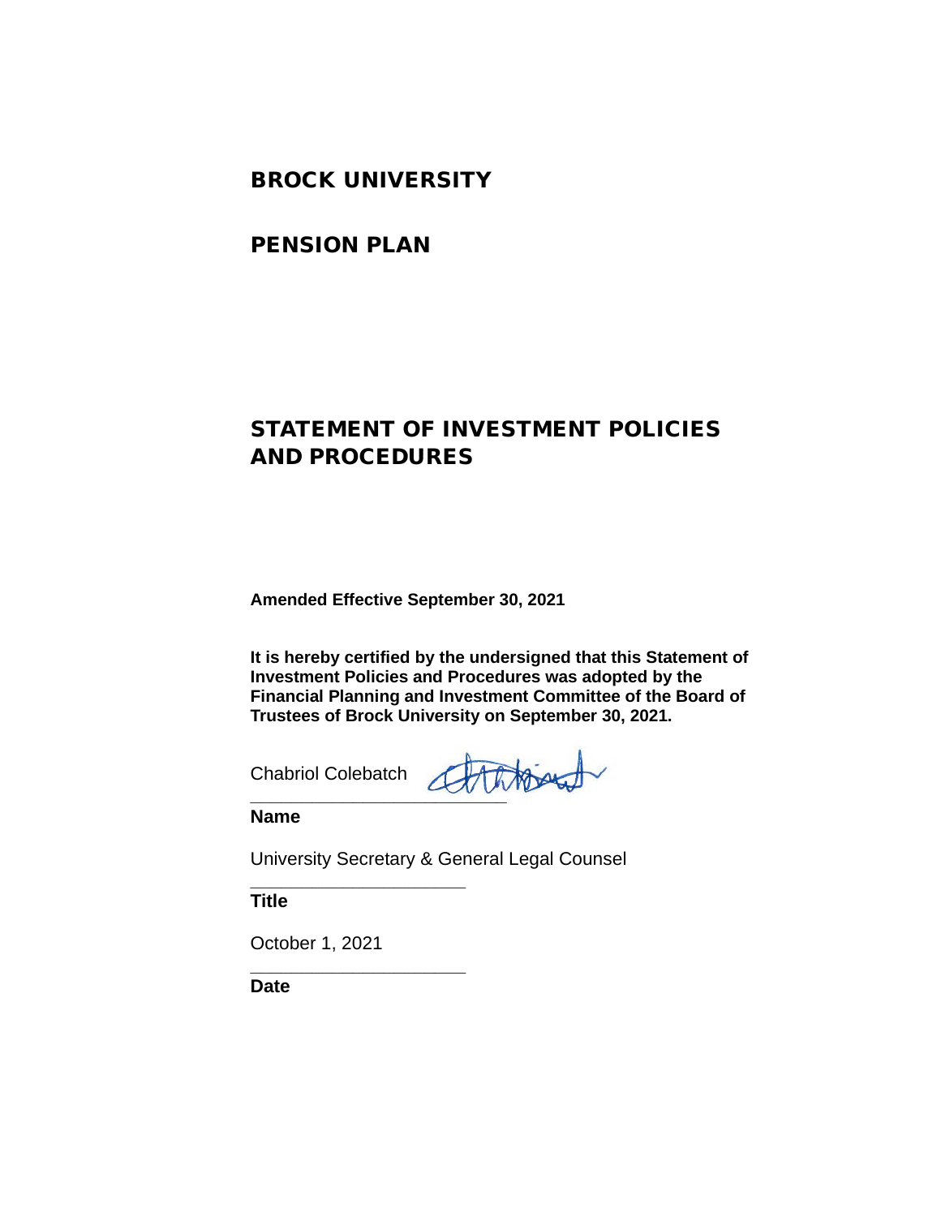# BROCK UNIVERSITY

# PENSION PLAN

# STATEMENT OF INVESTMENT POLICIES AND PROCEDURES

**Amended Effective September 30, 2021**

**It is hereby certified by the undersigned that this Statement of Investment Policies and Procedures was adopted by the Financial Planning and Investment Committee of the Board of Trustees of Brock University on September 30, 2021.**

Chabriol Colebatch

**Name**

University Secretary & General Legal Counsel

**Title**

October 1, 2021

**Date**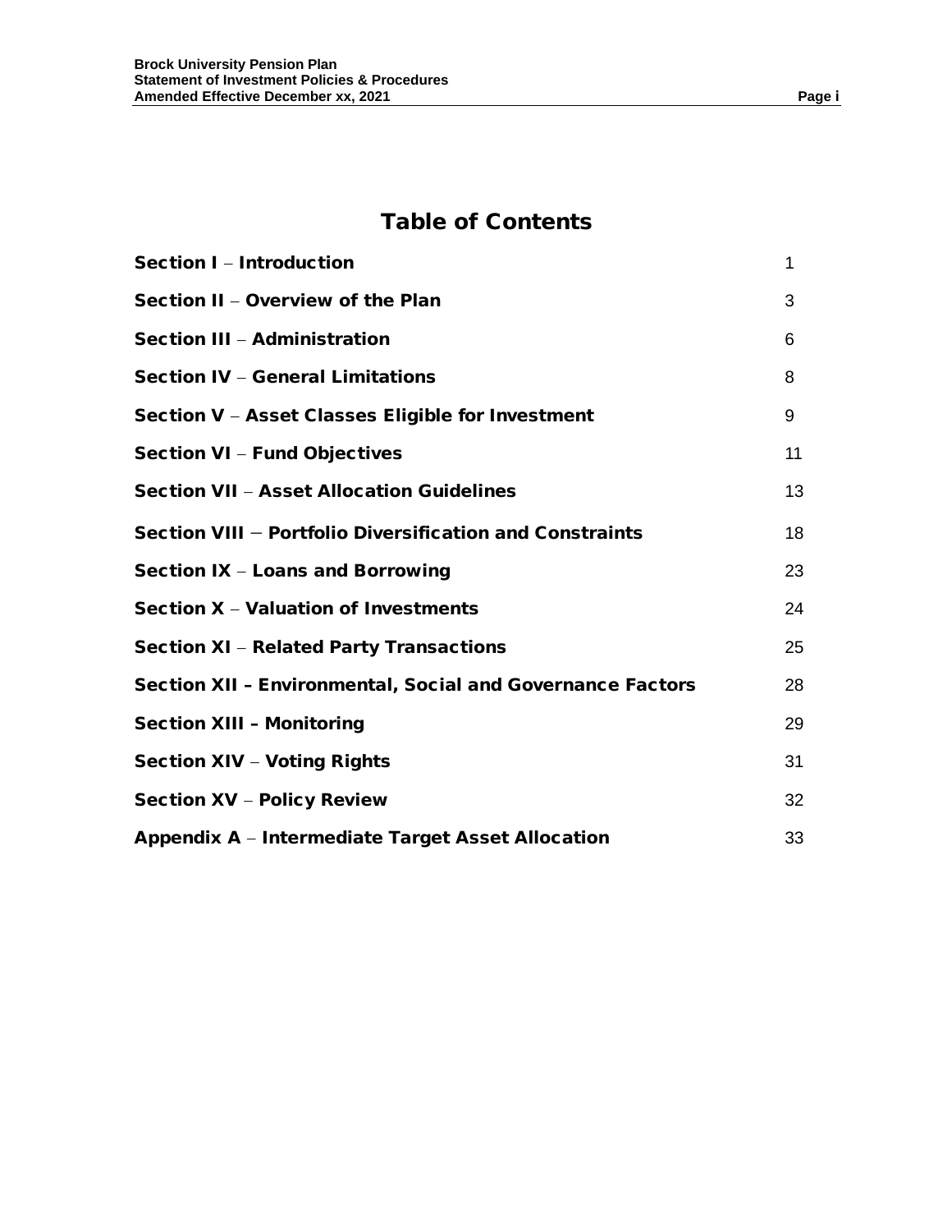# Table of Contents

| | |
|---|---|
| **Section I – Introduction** | 1 |
| **Section II – Overview of the Plan** | 3 |
| **Section III – Administration** | 6 |
| **Section IV – General Limitations** | 8 |
| **Section V – Asset Classes Eligible for Investment** | 9 |
| **Section VI – Fund Objectives** | 11 |
| **Section VII – Asset Allocation Guidelines** | 13 |
| **Section VIII – Portfolio Diversification and Constraints** | 18 |
| **Section IX – Loans and Borrowing** | 23 |
| **Section X – Valuation of Investments** | 24 |
| **Section XI – Related Party Transactions** | 25 |
| **Section XII – Environmental, Social and Governance Factors** | 28 |
| **Section XIII – Monitoring** | 29 |
| **Section XIV – Voting Rights** | 31 |
| **Section XV – Policy Review** | 32 |
| **Appendix A – Intermediate Target Asset Allocation** | 33 |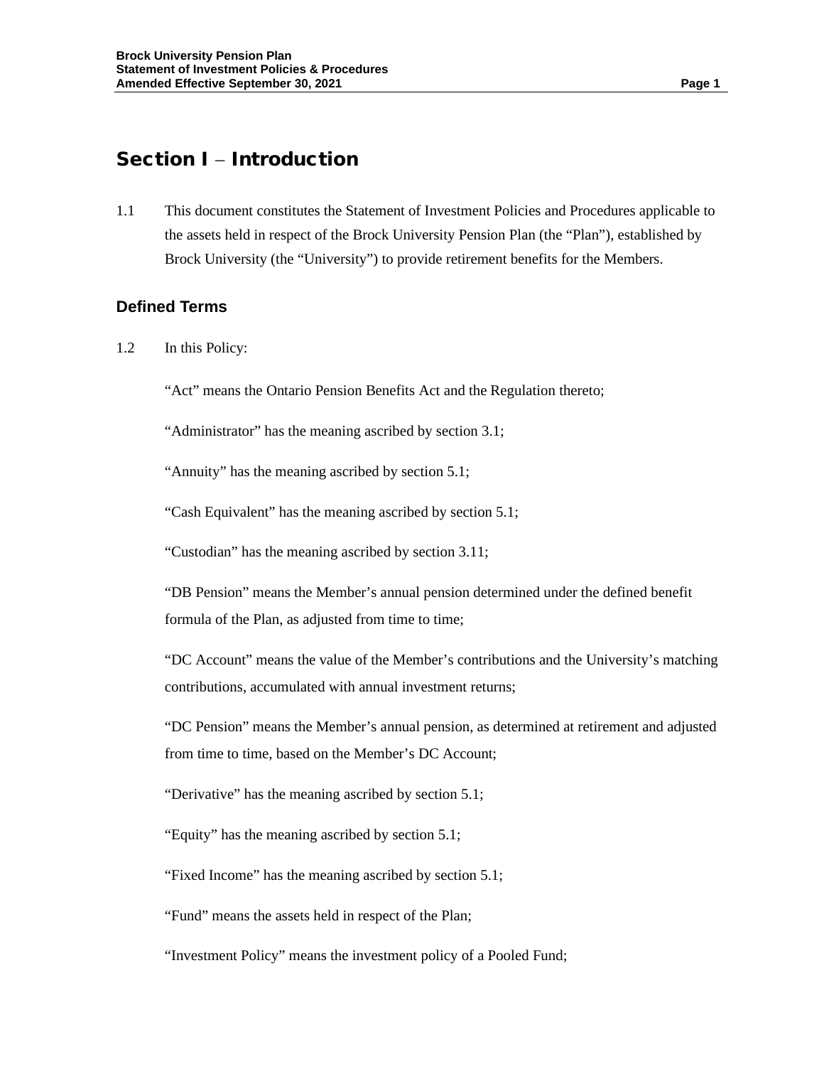# Section I – Introduction

1.1 This document constitutes the Statement of Investment Policies and Procedures applicable to the assets held in respect of the Brock University Pension Plan (the "Plan"), established by Brock University (the "University") to provide retirement benefits for the Members.

## Defined Terms

1.2 In this Policy:

"Act" means the Ontario Pension Benefits Act and the Regulation thereto;

"Administrator" has the meaning ascribed by section 3.1;

"Annuity" has the meaning ascribed by section 5.1;

"Cash Equivalent" has the meaning ascribed by section 5.1;

"Custodian" has the meaning ascribed by section 3.11;

"DB Pension" means the Member's annual pension determined under the defined benefit formula of the Plan, as adjusted from time to time;

"DC Account" means the value of the Member's contributions and the University's matching contributions, accumulated with annual investment returns;

"DC Pension" means the Member's annual pension, as determined at retirement and adjusted from time to time, based on the Member's DC Account;

"Derivative" has the meaning ascribed by section 5.1;

"Equity" has the meaning ascribed by section 5.1;

"Fixed Income" has the meaning ascribed by section 5.1;

"Fund" means the assets held in respect of the Plan;

"Investment Policy" means the investment policy of a Pooled Fund;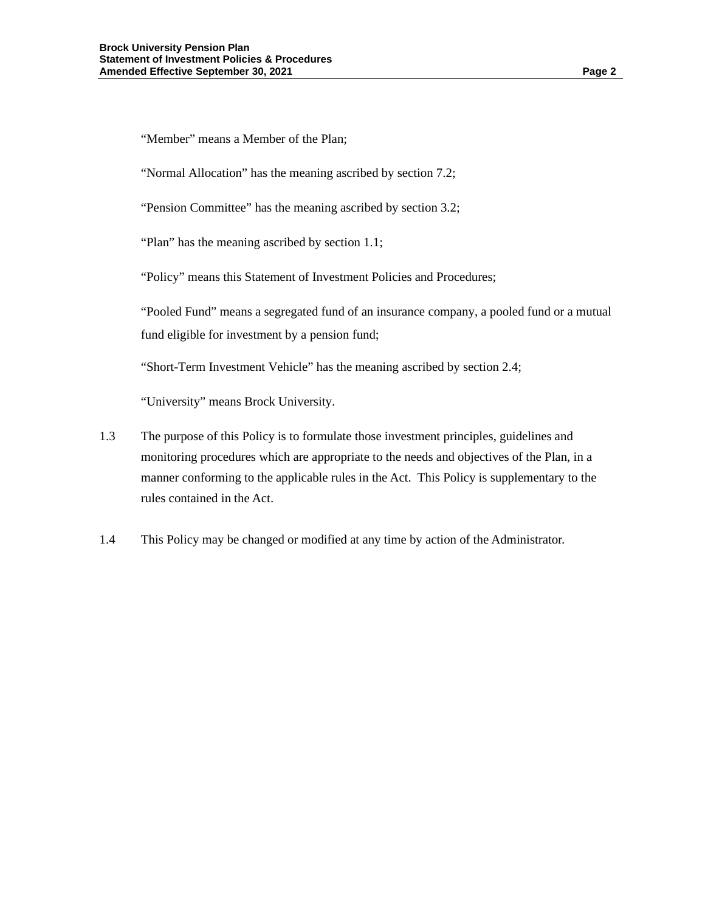"Member" means a Member of the Plan;

"Normal Allocation" has the meaning ascribed by section 7.2;

"Pension Committee" has the meaning ascribed by section 3.2;

"Plan" has the meaning ascribed by section 1.1;

"Policy" means this Statement of Investment Policies and Procedures;

"Pooled Fund" means a segregated fund of an insurance company, a pooled fund or a mutual fund eligible for investment by a pension fund;

"Short-Term Investment Vehicle" has the meaning ascribed by section 2.4;

"University" means Brock University.

1.3 The purpose of this Policy is to formulate those investment principles, guidelines and monitoring procedures which are appropriate to the needs and objectives of the Plan, in a manner conforming to the applicable rules in the Act. This Policy is supplementary to the rules contained in the Act.

1.4 This Policy may be changed or modified at any time by action of the Administrator.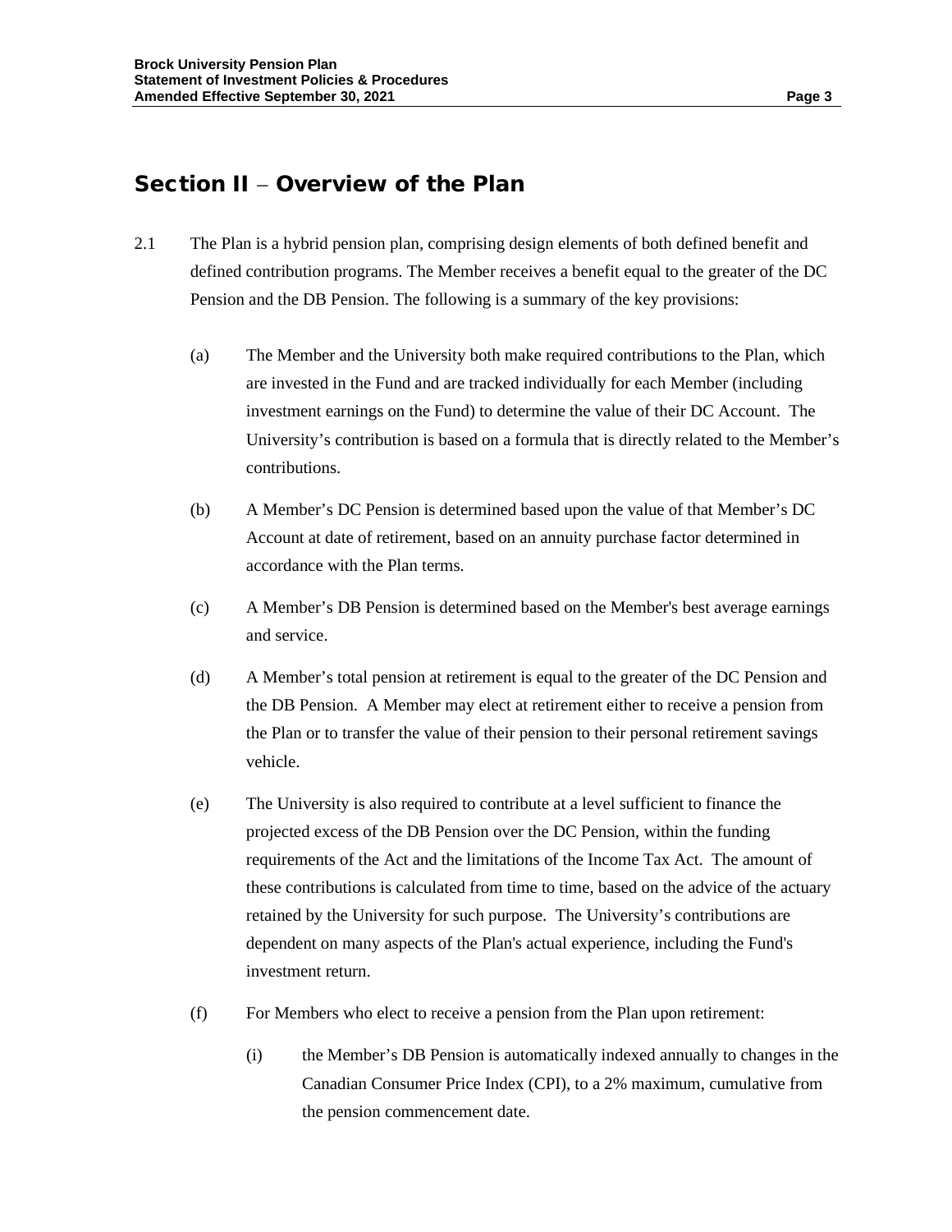## Section II – Overview of the Plan

2.1 The Plan is a hybrid pension plan, comprising design elements of both defined benefit and defined contribution programs. The Member receives a benefit equal to the greater of the DC Pension and the DB Pension. The following is a summary of the key provisions:

(a) The Member and the University both make required contributions to the Plan, which are invested in the Fund and are tracked individually for each Member (including investment earnings on the Fund) to determine the value of their DC Account. The University's contribution is based on a formula that is directly related to the Member's contributions.

(b) A Member's DC Pension is determined based upon the value of that Member's DC Account at date of retirement, based on an annuity purchase factor determined in accordance with the Plan terms.

(c) A Member's DB Pension is determined based on the Member's best average earnings and service.

(d) A Member's total pension at retirement is equal to the greater of the DC Pension and the DB Pension. A Member may elect at retirement either to receive a pension from the Plan or to transfer the value of their pension to their personal retirement savings vehicle.

(e) The University is also required to contribute at a level sufficient to finance the projected excess of the DB Pension over the DC Pension, within the funding requirements of the Act and the limitations of the Income Tax Act. The amount of these contributions is calculated from time to time, based on the advice of the actuary retained by the University for such purpose. The University's contributions are dependent on many aspects of the Plan's actual experience, including the Fund's investment return.

(f) For Members who elect to receive a pension from the Plan upon retirement:

(i) the Member's DB Pension is automatically indexed annually to changes in the Canadian Consumer Price Index (CPI), to a 2% maximum, cumulative from the pension commencement date.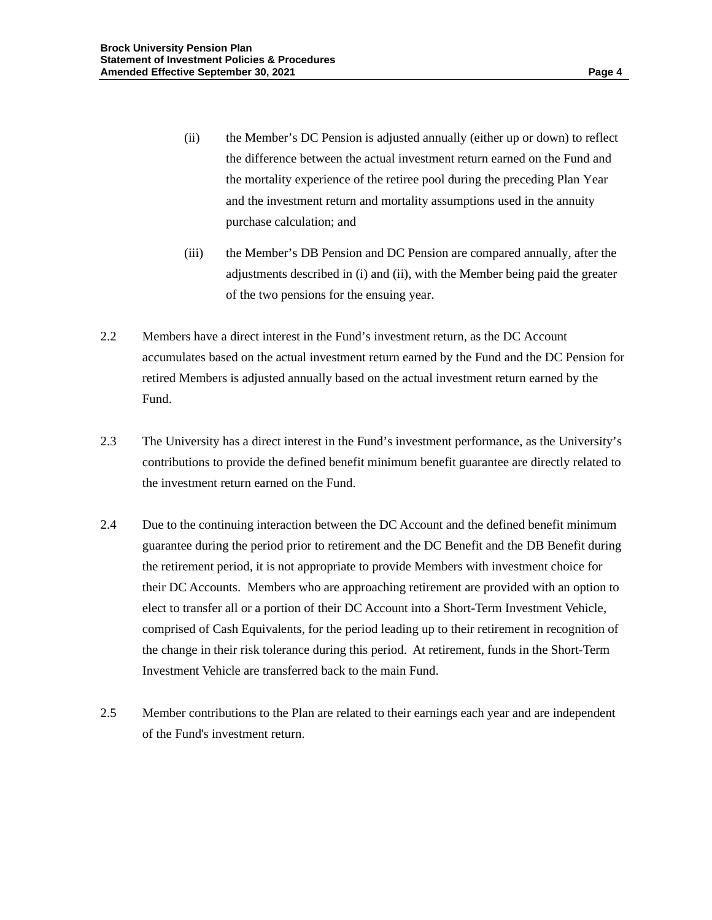(ii) the Member's DC Pension is adjusted annually (either up or down) to reflect the difference between the actual investment return earned on the Fund and the mortality experience of the retiree pool during the preceding Plan Year and the investment return and mortality assumptions used in the annuity purchase calculation; and

(iii) the Member's DB Pension and DC Pension are compared annually, after the adjustments described in (i) and (ii), with the Member being paid the greater of the two pensions for the ensuing year.

2.2 Members have a direct interest in the Fund's investment return, as the DC Account accumulates based on the actual investment return earned by the Fund and the DC Pension for retired Members is adjusted annually based on the actual investment return earned by the Fund.

2.3 The University has a direct interest in the Fund's investment performance, as the University's contributions to provide the defined benefit minimum benefit guarantee are directly related to the investment return earned on the Fund.

2.4 Due to the continuing interaction between the DC Account and the defined benefit minimum guarantee during the period prior to retirement and the DC Benefit and the DB Benefit during the retirement period, it is not appropriate to provide Members with investment choice for their DC Accounts. Members who are approaching retirement are provided with an option to elect to transfer all or a portion of their DC Account into a Short-Term Investment Vehicle, comprised of Cash Equivalents, for the period leading up to their retirement in recognition of the change in their risk tolerance during this period. At retirement, funds in the Short-Term Investment Vehicle are transferred back to the main Fund.

2.5 Member contributions to the Plan are related to their earnings each year and are independent of the Fund's investment return.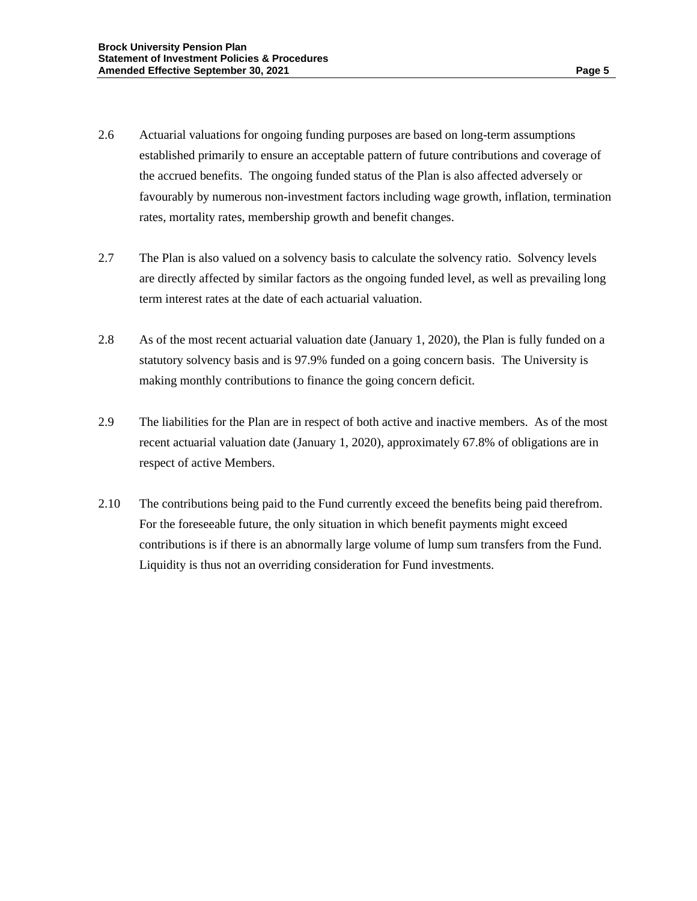2.6 Actuarial valuations for ongoing funding purposes are based on long-term assumptions established primarily to ensure an acceptable pattern of future contributions and coverage of the accrued benefits. The ongoing funded status of the Plan is also affected adversely or favourably by numerous non-investment factors including wage growth, inflation, termination rates, mortality rates, membership growth and benefit changes.

2.7 The Plan is also valued on a solvency basis to calculate the solvency ratio. Solvency levels are directly affected by similar factors as the ongoing funded level, as well as prevailing long term interest rates at the date of each actuarial valuation.

2.8 As of the most recent actuarial valuation date (January 1, 2020), the Plan is fully funded on a statutory solvency basis and is 97.9% funded on a going concern basis. The University is making monthly contributions to finance the going concern deficit.

2.9 The liabilities for the Plan are in respect of both active and inactive members. As of the most recent actuarial valuation date (January 1, 2020), approximately 67.8% of obligations are in respect of active Members.

2.10 The contributions being paid to the Fund currently exceed the benefits being paid therefrom. For the foreseeable future, the only situation in which benefit payments might exceed contributions is if there is an abnormally large volume of lump sum transfers from the Fund. Liquidity is thus not an overriding consideration for Fund investments.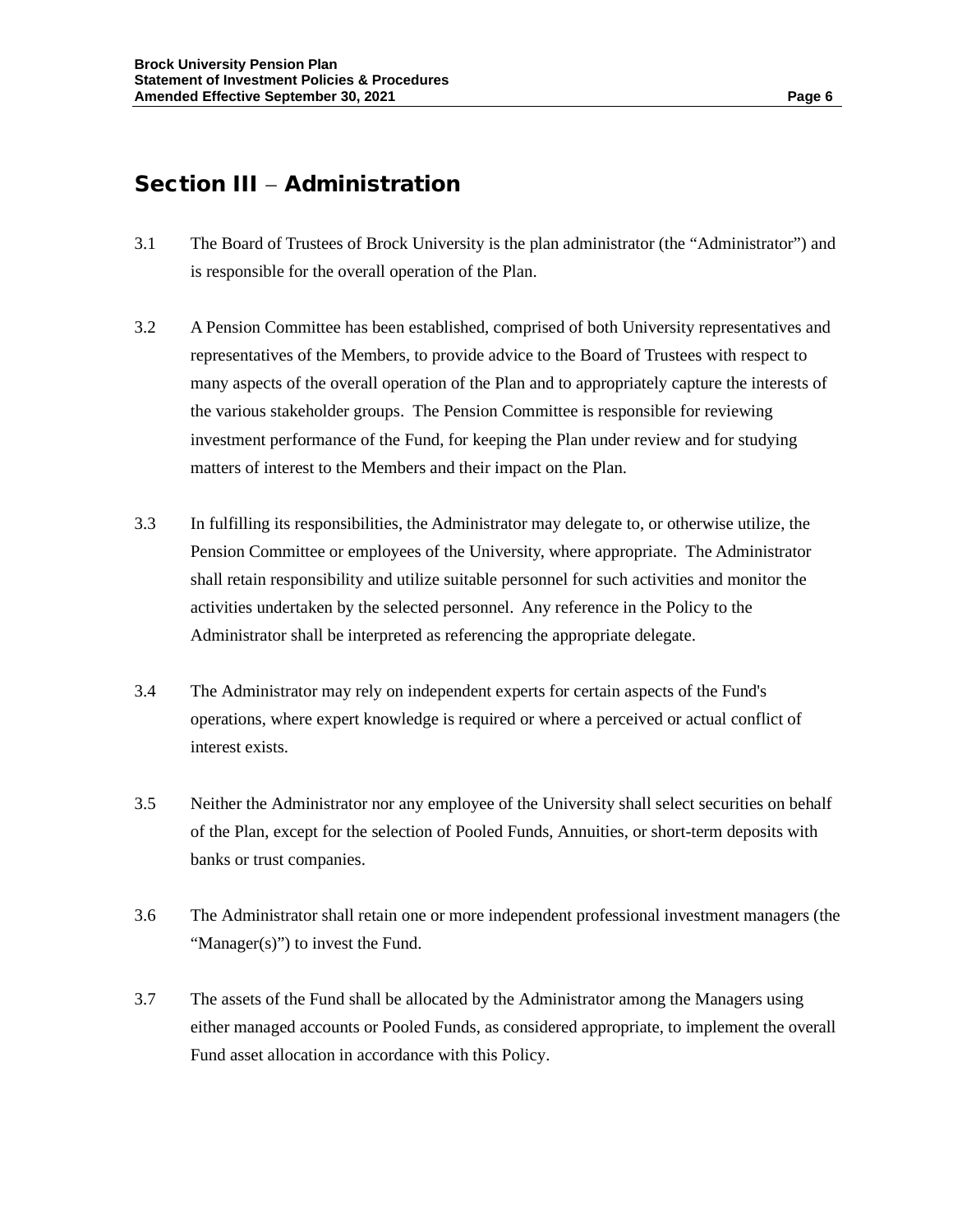## Section III – Administration

3.1 The Board of Trustees of Brock University is the plan administrator (the "Administrator") and is responsible for the overall operation of the Plan.

3.2 A Pension Committee has been established, comprised of both University representatives and representatives of the Members, to provide advice to the Board of Trustees with respect to many aspects of the overall operation of the Plan and to appropriately capture the interests of the various stakeholder groups. The Pension Committee is responsible for reviewing investment performance of the Fund, for keeping the Plan under review and for studying matters of interest to the Members and their impact on the Plan.

3.3 In fulfilling its responsibilities, the Administrator may delegate to, or otherwise utilize, the Pension Committee or employees of the University, where appropriate. The Administrator shall retain responsibility and utilize suitable personnel for such activities and monitor the activities undertaken by the selected personnel. Any reference in the Policy to the Administrator shall be interpreted as referencing the appropriate delegate.

3.4 The Administrator may rely on independent experts for certain aspects of the Fund's operations, where expert knowledge is required or where a perceived or actual conflict of interest exists.

3.5 Neither the Administrator nor any employee of the University shall select securities on behalf of the Plan, except for the selection of Pooled Funds, Annuities, or short-term deposits with banks or trust companies.

3.6 The Administrator shall retain one or more independent professional investment managers (the "Manager(s)") to invest the Fund.

3.7 The assets of the Fund shall be allocated by the Administrator among the Managers using either managed accounts or Pooled Funds, as considered appropriate, to implement the overall Fund asset allocation in accordance with this Policy.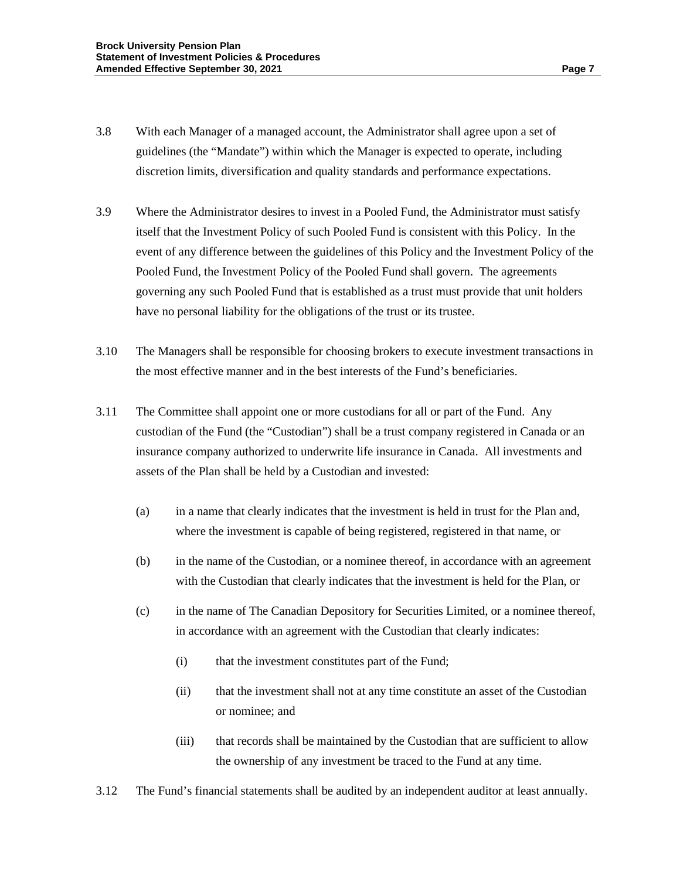3.8 With each Manager of a managed account, the Administrator shall agree upon a set of guidelines (the "Mandate") within which the Manager is expected to operate, including discretion limits, diversification and quality standards and performance expectations.

3.9 Where the Administrator desires to invest in a Pooled Fund, the Administrator must satisfy itself that the Investment Policy of such Pooled Fund is consistent with this Policy. In the event of any difference between the guidelines of this Policy and the Investment Policy of the Pooled Fund, the Investment Policy of the Pooled Fund shall govern. The agreements governing any such Pooled Fund that is established as a trust must provide that unit holders have no personal liability for the obligations of the trust or its trustee.

3.10 The Managers shall be responsible for choosing brokers to execute investment transactions in the most effective manner and in the best interests of the Fund's beneficiaries.

3.11 The Committee shall appoint one or more custodians for all or part of the Fund. Any custodian of the Fund (the "Custodian") shall be a trust company registered in Canada or an insurance company authorized to underwrite life insurance in Canada. All investments and assets of the Plan shall be held by a Custodian and invested:

(a) in a name that clearly indicates that the investment is held in trust for the Plan and, where the investment is capable of being registered, registered in that name, or

(b) in the name of the Custodian, or a nominee thereof, in accordance with an agreement with the Custodian that clearly indicates that the investment is held for the Plan, or

(c) in the name of The Canadian Depository for Securities Limited, or a nominee thereof, in accordance with an agreement with the Custodian that clearly indicates:

(i) that the investment constitutes part of the Fund;

(ii) that the investment shall not at any time constitute an asset of the Custodian or nominee; and

(iii) that records shall be maintained by the Custodian that are sufficient to allow the ownership of any investment be traced to the Fund at any time.

3.12 The Fund's financial statements shall be audited by an independent auditor at least annually.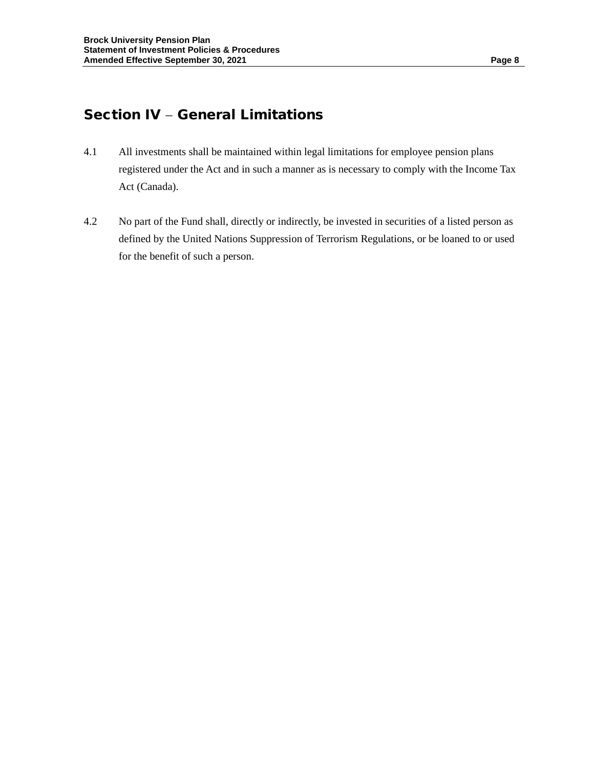## Section IV – General Limitations

4.1 All investments shall be maintained within legal limitations for employee pension plans registered under the Act and in such a manner as is necessary to comply with the Income Tax Act (Canada).

4.2 No part of the Fund shall, directly or indirectly, be invested in securities of a listed person as defined by the United Nations Suppression of Terrorism Regulations, or be loaned to or used for the benefit of such a person.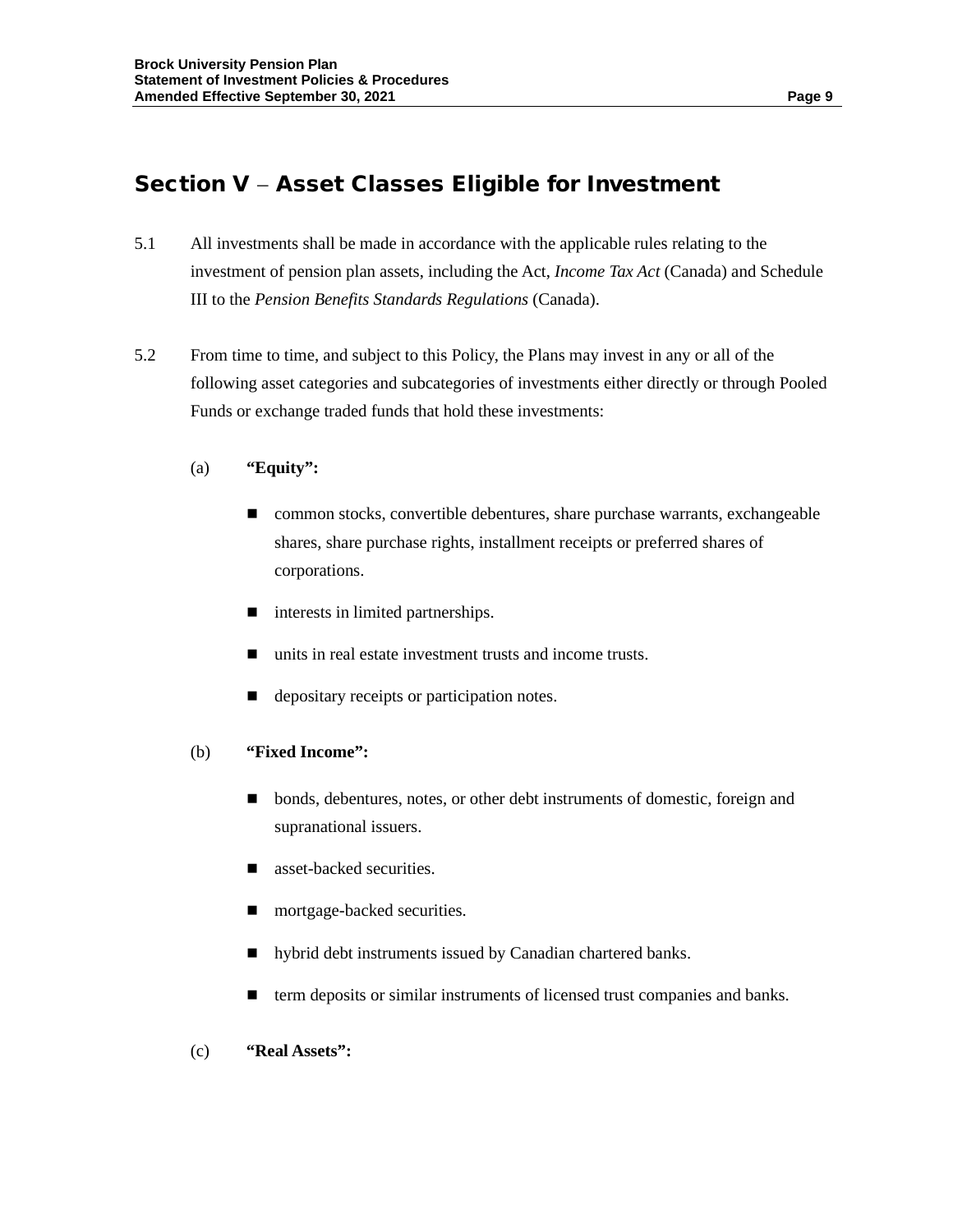## Section V – Asset Classes Eligible for Investment

5.1 All investments shall be made in accordance with the applicable rules relating to the investment of pension plan assets, including the Act, *Income Tax Act* (Canada) and Schedule III to the *Pension Benefits Standards Regulations* (Canada).

5.2 From time to time, and subject to this Policy, the Plans may invest in any or all of the following asset categories and subcategories of investments either directly or through Pooled Funds or exchange traded funds that hold these investments:

(a) **"Equity":**

- common stocks, convertible debentures, share purchase warrants, exchangeable shares, share purchase rights, installment receipts or preferred shares of corporations.
- interests in limited partnerships.
- units in real estate investment trusts and income trusts.
- depositary receipts or participation notes.

(b) **"Fixed Income":**

- bonds, debentures, notes, or other debt instruments of domestic, foreign and supranational issuers.
- asset-backed securities.
- mortgage-backed securities.
- hybrid debt instruments issued by Canadian chartered banks.
- term deposits or similar instruments of licensed trust companies and banks.

(c) **"Real Assets":**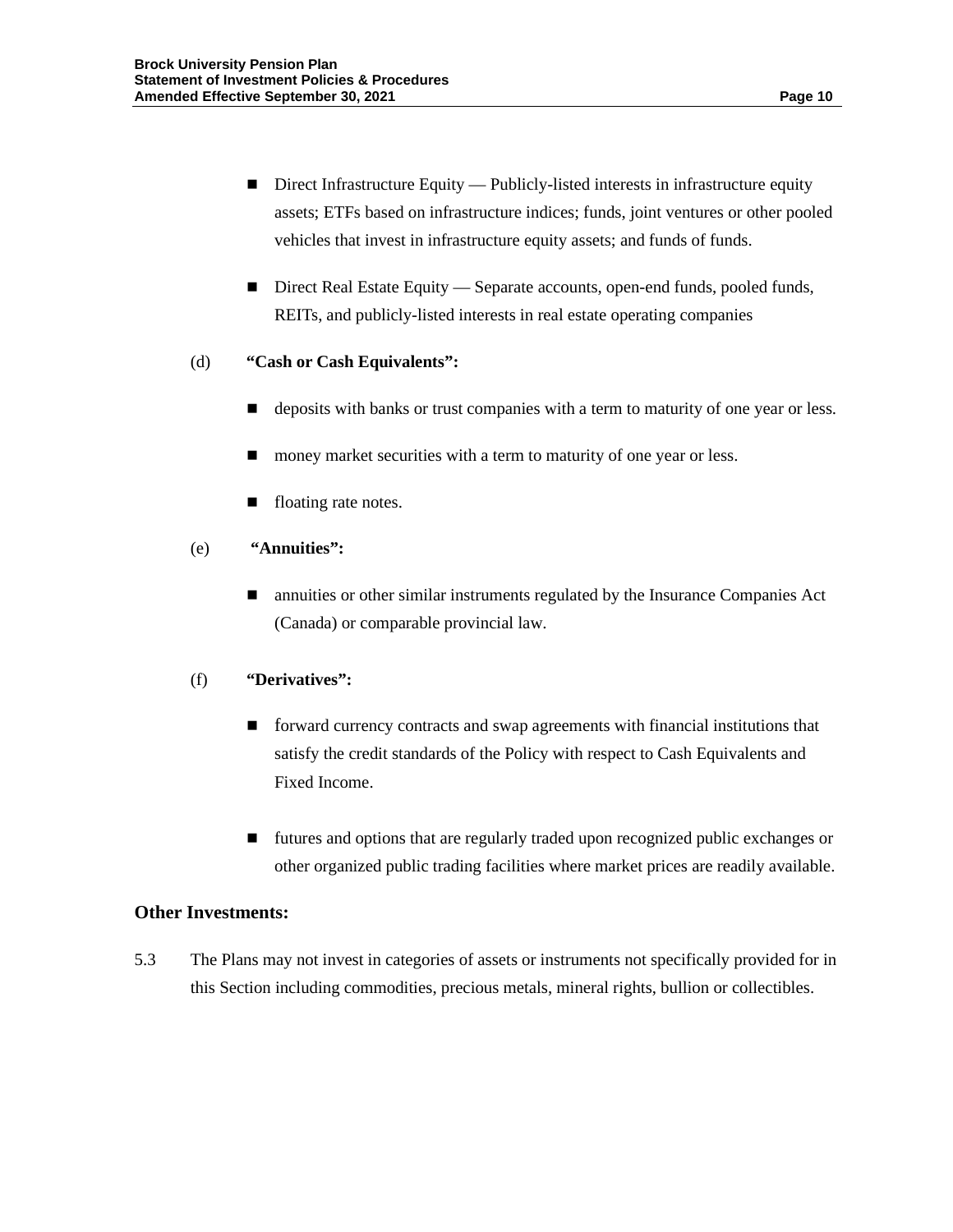- Direct Infrastructure Equity — Publicly-listed interests in infrastructure equity assets; ETFs based on infrastructure indices; funds, joint ventures or other pooled vehicles that invest in infrastructure equity assets; and funds of funds.

- Direct Real Estate Equity — Separate accounts, open-end funds, pooled funds, REITs, and publicly-listed interests in real estate operating companies

(d) **"Cash or Cash Equivalents":**

- deposits with banks or trust companies with a term to maturity of one year or less.

- money market securities with a term to maturity of one year or less.

- floating rate notes.

(e) **"Annuities":**

- annuities or other similar instruments regulated by the Insurance Companies Act (Canada) or comparable provincial law.

(f) **"Derivatives":**

- forward currency contracts and swap agreements with financial institutions that satisfy the credit standards of the Policy with respect to Cash Equivalents and Fixed Income.

- futures and options that are regularly traded upon recognized public exchanges or other organized public trading facilities where market prices are readily available.

### Other Investments:

5.3 The Plans may not invest in categories of assets or instruments not specifically provided for in this Section including commodities, precious metals, mineral rights, bullion or collectibles.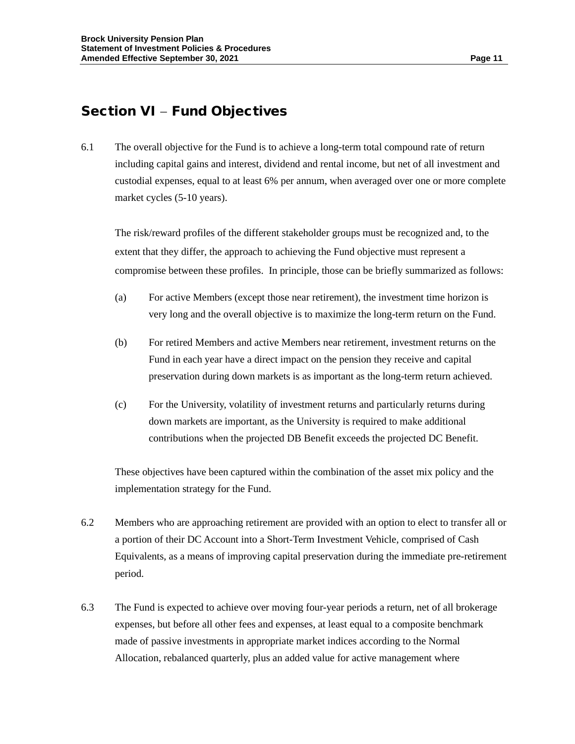## Section VI – Fund Objectives

6.1 The overall objective for the Fund is to achieve a long-term total compound rate of return including capital gains and interest, dividend and rental income, but net of all investment and custodial expenses, equal to at least 6% per annum, when averaged over one or more complete market cycles (5-10 years).

The risk/reward profiles of the different stakeholder groups must be recognized and, to the extent that they differ, the approach to achieving the Fund objective must represent a compromise between these profiles. In principle, those can be briefly summarized as follows:

(a) For active Members (except those near retirement), the investment time horizon is very long and the overall objective is to maximize the long-term return on the Fund.

(b) For retired Members and active Members near retirement, investment returns on the Fund in each year have a direct impact on the pension they receive and capital preservation during down markets is as important as the long-term return achieved.

(c) For the University, volatility of investment returns and particularly returns during down markets are important, as the University is required to make additional contributions when the projected DB Benefit exceeds the projected DC Benefit.

These objectives have been captured within the combination of the asset mix policy and the implementation strategy for the Fund.

6.2 Members who are approaching retirement are provided with an option to elect to transfer all or a portion of their DC Account into a Short-Term Investment Vehicle, comprised of Cash Equivalents, as a means of improving capital preservation during the immediate pre-retirement period.

6.3 The Fund is expected to achieve over moving four-year periods a return, net of all brokerage expenses, but before all other fees and expenses, at least equal to a composite benchmark made of passive investments in appropriate market indices according to the Normal Allocation, rebalanced quarterly, plus an added value for active management where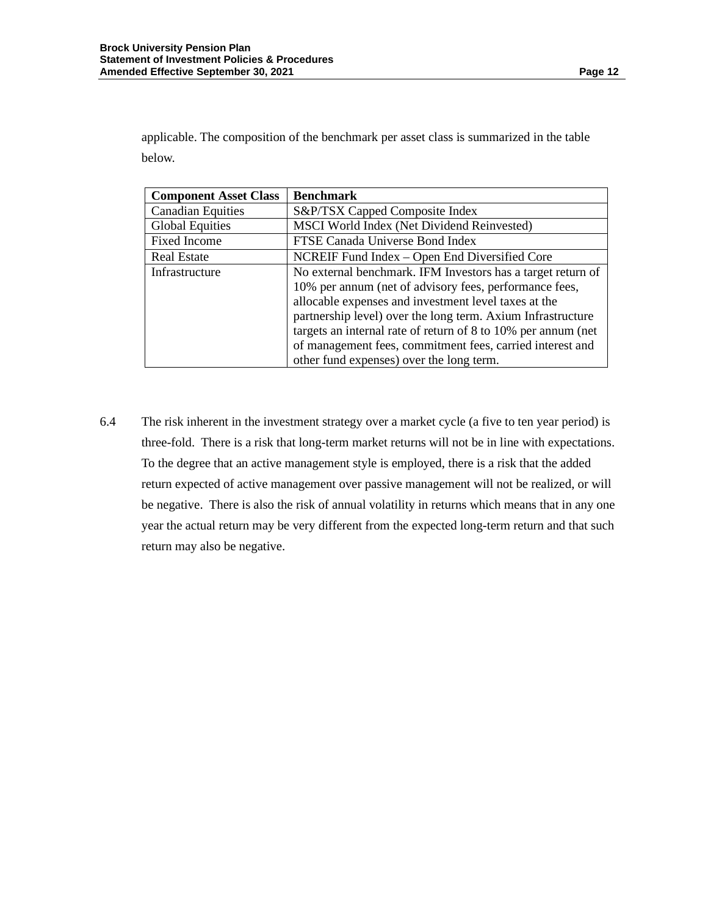applicable. The composition of the benchmark per asset class is summarized in the table below.

| Component Asset Class | Benchmark |
| --- | --- |
| Canadian Equities | S&P/TSX Capped Composite Index |
| Global Equities | MSCI World Index (Net Dividend Reinvested) |
| Fixed Income | FTSE Canada Universe Bond Index |
| Real Estate | NCREIF Fund Index – Open End Diversified Core |
| Infrastructure | No external benchmark. IFM Investors has a target return of 10% per annum (net of advisory fees, performance fees, allocable expenses and investment level taxes at the partnership level) over the long term. Axium Infrastructure targets an internal rate of return of 8 to 10% per annum (net of management fees, commitment fees, carried interest and other fund expenses) over the long term. |

6.4 The risk inherent in the investment strategy over a market cycle (a five to ten year period) is three-fold. There is a risk that long-term market returns will not be in line with expectations. To the degree that an active management style is employed, there is a risk that the added return expected of active management over passive management will not be realized, or will be negative. There is also the risk of annual volatility in returns which means that in any one year the actual return may be very different from the expected long-term return and that such return may also be negative.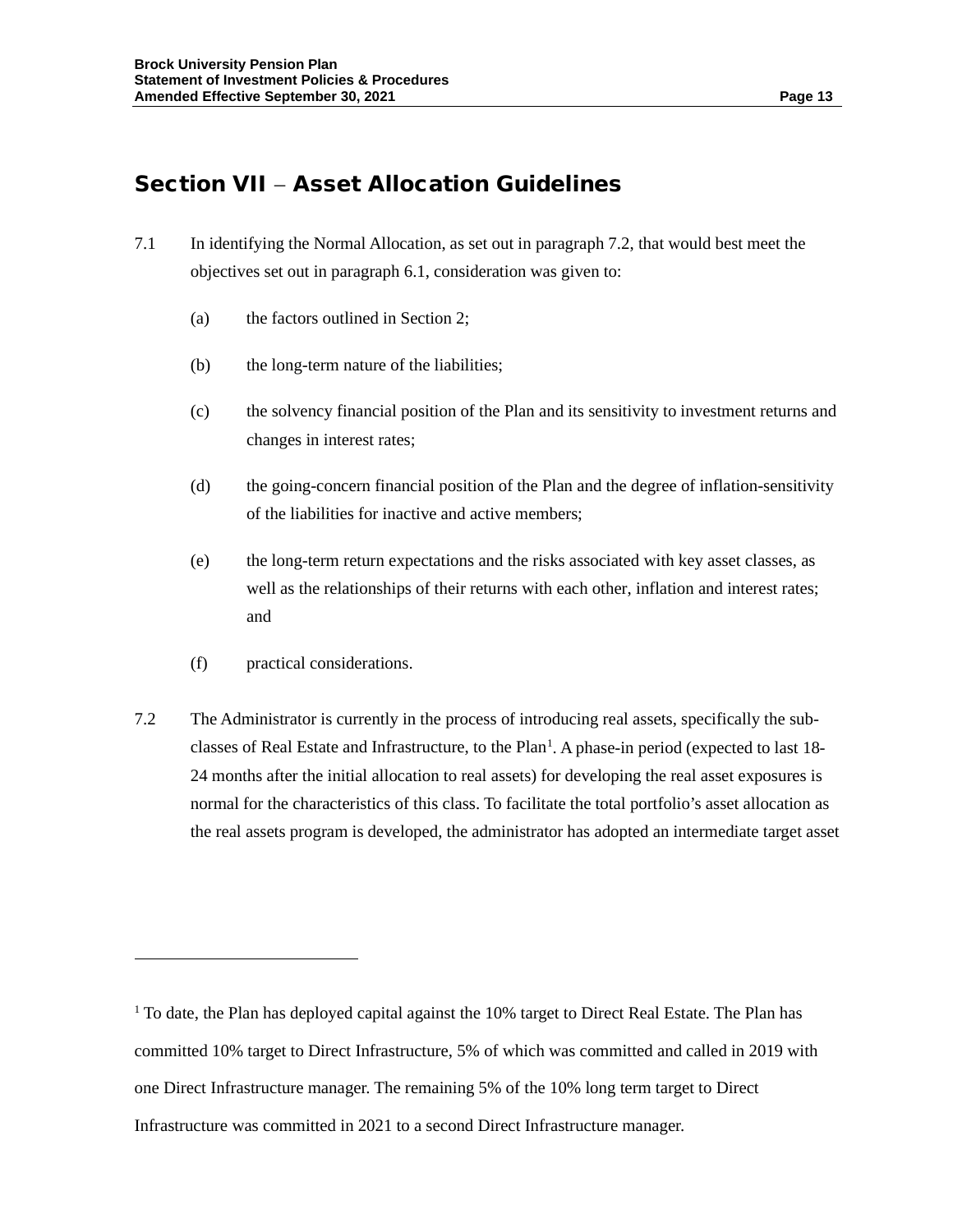## Section VII – Asset Allocation Guidelines

7.1 In identifying the Normal Allocation, as set out in paragraph 7.2, that would best meet the objectives set out in paragraph 6.1, consideration was given to:

(a) the factors outlined in Section 2;

(b) the long-term nature of the liabilities;

(c) the solvency financial position of the Plan and its sensitivity to investment returns and changes in interest rates;

(d) the going-concern financial position of the Plan and the degree of inflation-sensitivity of the liabilities for inactive and active members;

(e) the long-term return expectations and the risks associated with key asset classes, as well as the relationships of their returns with each other, inflation and interest rates; and

(f) practical considerations.

7.2 The Administrator is currently in the process of introducing real assets, specifically the sub-classes of Real Estate and Infrastructure, to the Plan[1]. A phase-in period (expected to last 18-24 months after the initial allocation to real assets) for developing the real asset exposures is normal for the characteristics of this class. To facilitate the total portfolio's asset allocation as the real assets program is developed, the administrator has adopted an intermediate target asset

---

[1] To date, the Plan has deployed capital against the 10% target to Direct Real Estate. The Plan has committed 10% target to Direct Infrastructure, 5% of which was committed and called in 2019 with one Direct Infrastructure manager. The remaining 5% of the 10% long term target to Direct Infrastructure was committed in 2021 to a second Direct Infrastructure manager.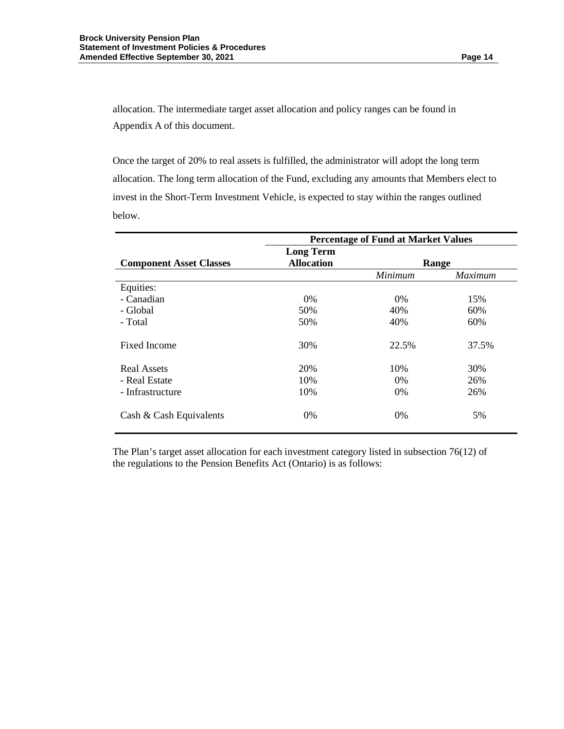allocation. The intermediate target asset allocation and policy ranges can be found in Appendix A of this document.

Once the target of 20% to real assets is fulfilled, the administrator will adopt the long term allocation. The long term allocation of the Fund, excluding any amounts that Members elect to invest in the Short-Term Investment Vehicle, is expected to stay within the ranges outlined below.

| | Percentage of Fund at Market Values | | |
|---|---|---|---|
| **Component Asset Classes** | **Long Term Allocation** | **Range** | |
| | | *Minimum* | *Maximum* |
| Equities: | | | |
| - Canadian | 0% | 0% | 15% |
| - Global | 50% | 40% | 60% |
| - Total | 50% | 40% | 60% |
| Fixed Income | 30% | 22.5% | 37.5% |
| Real Assets | 20% | 10% | 30% |
| - Real Estate | 10% | 0% | 26% |
| - Infrastructure | 10% | 0% | 26% |
| Cash & Cash Equivalents | 0% | 0% | 5% |

The Plan's target asset allocation for each investment category listed in subsection 76(12) of the regulations to the Pension Benefits Act (Ontario) is as follows: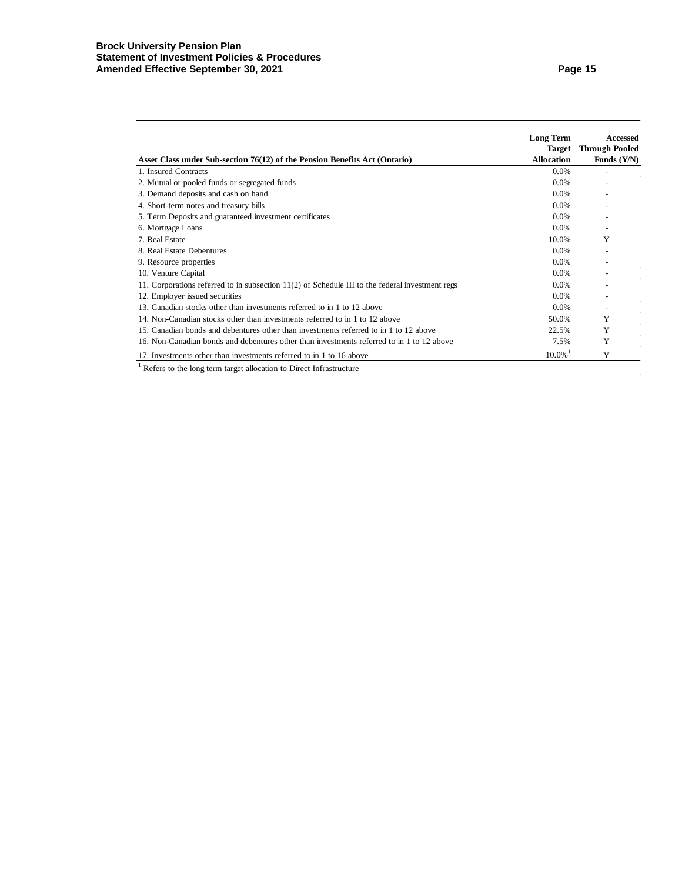| Asset Class under Sub-section 76(12) of the Pension Benefits Act (Ontario) | Long Term Target Allocation | Accessed Through Pooled Funds (Y/N) |
|---|---|---|
| 1. Insured Contracts | 0.0% | - |
| 2. Mutual or pooled funds or segregated funds | 0.0% | - |
| 3. Demand deposits and cash on hand | 0.0% | - |
| 4. Short-term notes and treasury bills | 0.0% | - |
| 5. Term Deposits and guaranteed investment certificates | 0.0% | - |
| 6. Mortgage Loans | 0.0% | - |
| 7. Real Estate | 10.0% | Y |
| 8. Real Estate Debentures | 0.0% | - |
| 9. Resource properties | 0.0% | - |
| 10. Venture Capital | 0.0% | - |
| 11. Corporations referred to in subsection 11(2) of Schedule III to the federal investment regs | 0.0% | - |
| 12. Employer issued securities | 0.0% | - |
| 13. Canadian stocks other than investments referred to in 1 to 12 above | 0.0% | - |
| 14. Non-Canadian stocks other than investments referred to in 1 to 12 above | 50.0% | Y |
| 15. Canadian bonds and debentures other than investments referred to in 1 to 12 above | 22.5% | Y |
| 16. Non-Canadian bonds and debentures other than investments referred to in 1 to 12 above | 7.5% | Y |
| 17. Investments other than investments referred to in 1 to 16 above | 10.0%[1] | Y |

[1] Refers to the long term target allocation to Direct Infrastructure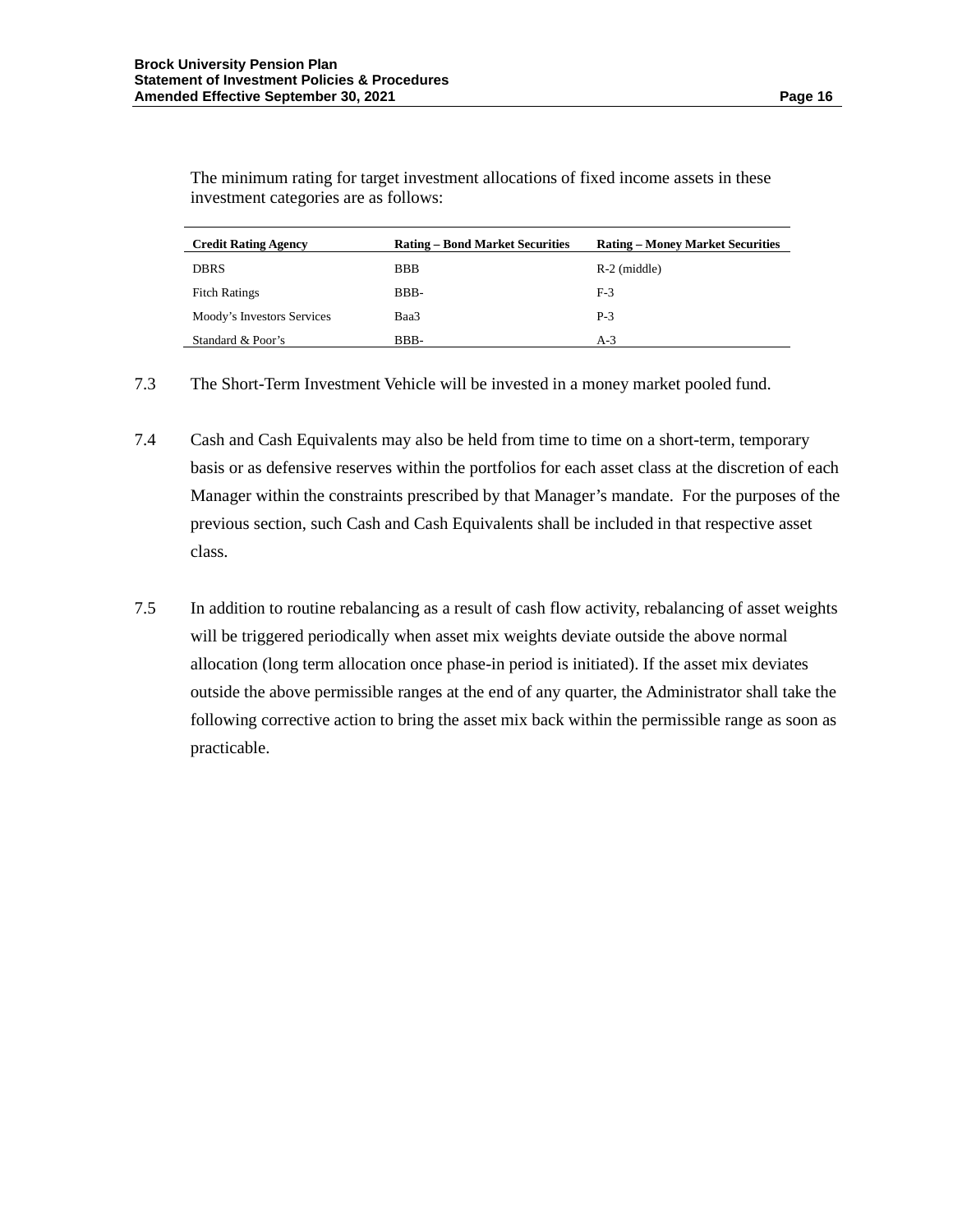The minimum rating for target investment allocations of fixed income assets in these investment categories are as follows:

| Credit Rating Agency | Rating – Bond Market Securities | Rating – Money Market Securities |
|---|---|---|
| DBRS | BBB | R-2 (middle) |
| Fitch Ratings | BBB- | F-3 |
| Moody's Investors Services | Baa3 | P-3 |
| Standard & Poor's | BBB- | A-3 |

7.3 The Short-Term Investment Vehicle will be invested in a money market pooled fund.

7.4 Cash and Cash Equivalents may also be held from time to time on a short-term, temporary basis or as defensive reserves within the portfolios for each asset class at the discretion of each Manager within the constraints prescribed by that Manager's mandate. For the purposes of the previous section, such Cash and Cash Equivalents shall be included in that respective asset class.

7.5 In addition to routine rebalancing as a result of cash flow activity, rebalancing of asset weights will be triggered periodically when asset mix weights deviate outside the above normal allocation (long term allocation once phase-in period is initiated). If the asset mix deviates outside the above permissible ranges at the end of any quarter, the Administrator shall take the following corrective action to bring the asset mix back within the permissible range as soon as practicable.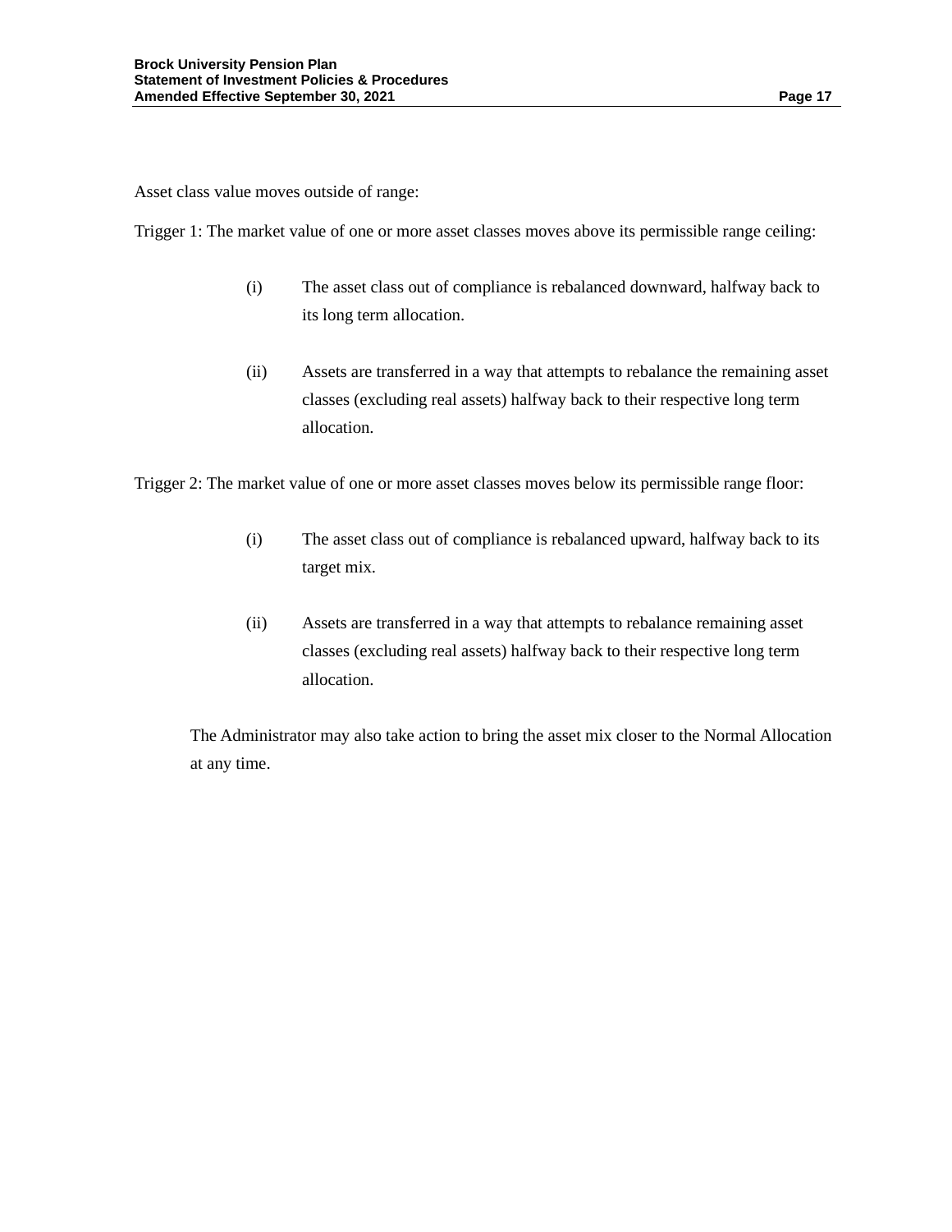Asset class value moves outside of range:

Trigger 1: The market value of one or more asset classes moves above its permissible range ceiling:

(i) The asset class out of compliance is rebalanced downward, halfway back to its long term allocation.

(ii) Assets are transferred in a way that attempts to rebalance the remaining asset classes (excluding real assets) halfway back to their respective long term allocation.

Trigger 2: The market value of one or more asset classes moves below its permissible range floor:

(i) The asset class out of compliance is rebalanced upward, halfway back to its target mix.

(ii) Assets are transferred in a way that attempts to rebalance remaining asset classes (excluding real assets) halfway back to their respective long term allocation.

The Administrator may also take action to bring the asset mix closer to the Normal Allocation at any time.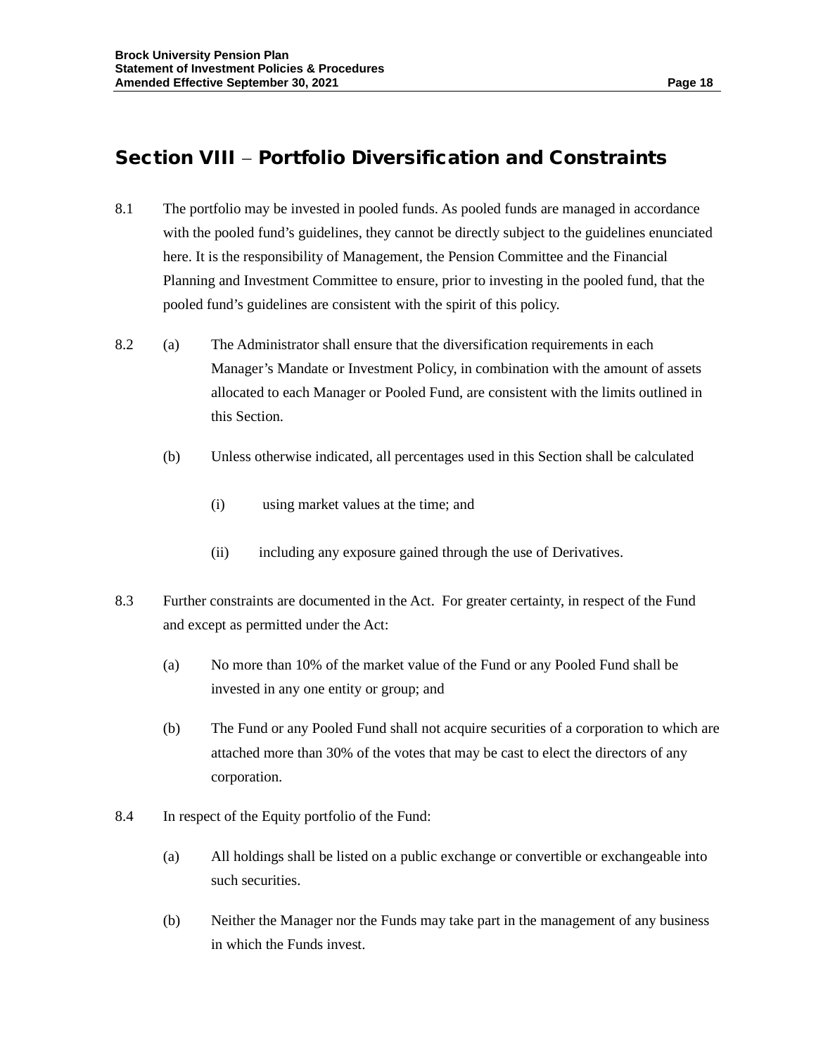## Section VIII – Portfolio Diversification and Constraints

8.1 The portfolio may be invested in pooled funds. As pooled funds are managed in accordance with the pooled fund's guidelines, they cannot be directly subject to the guidelines enunciated here. It is the responsibility of Management, the Pension Committee and the Financial Planning and Investment Committee to ensure, prior to investing in the pooled fund, that the pooled fund's guidelines are consistent with the spirit of this policy.

8.2 (a) The Administrator shall ensure that the diversification requirements in each Manager's Mandate or Investment Policy, in combination with the amount of assets allocated to each Manager or Pooled Fund, are consistent with the limits outlined in this Section.

(b) Unless otherwise indicated, all percentages used in this Section shall be calculated

(i) using market values at the time; and

(ii) including any exposure gained through the use of Derivatives.

8.3 Further constraints are documented in the Act. For greater certainty, in respect of the Fund and except as permitted under the Act:

(a) No more than 10% of the market value of the Fund or any Pooled Fund shall be invested in any one entity or group; and

(b) The Fund or any Pooled Fund shall not acquire securities of a corporation to which are attached more than 30% of the votes that may be cast to elect the directors of any corporation.

8.4 In respect of the Equity portfolio of the Fund:

(a) All holdings shall be listed on a public exchange or convertible or exchangeable into such securities.

(b) Neither the Manager nor the Funds may take part in the management of any business in which the Funds invest.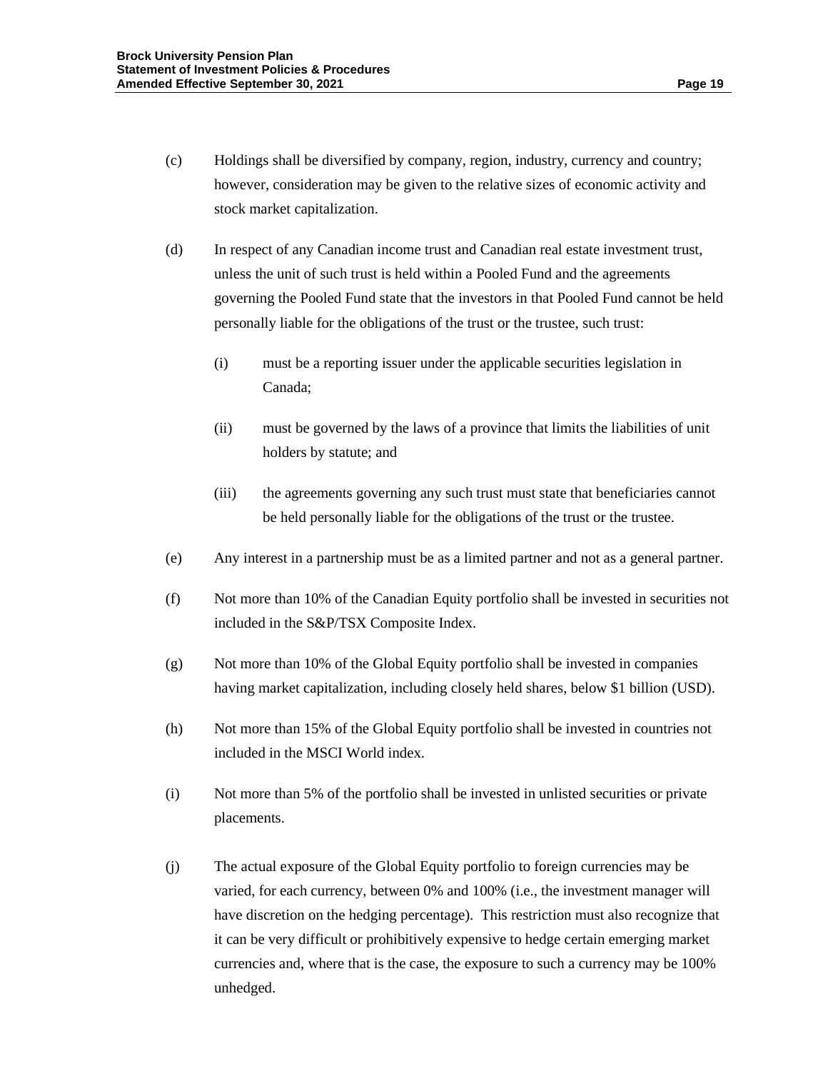(c) Holdings shall be diversified by company, region, industry, currency and country; however, consideration may be given to the relative sizes of economic activity and stock market capitalization.

(d) In respect of any Canadian income trust and Canadian real estate investment trust, unless the unit of such trust is held within a Pooled Fund and the agreements governing the Pooled Fund state that the investors in that Pooled Fund cannot be held personally liable for the obligations of the trust or the trustee, such trust:

  (i) must be a reporting issuer under the applicable securities legislation in Canada;

  (ii) must be governed by the laws of a province that limits the liabilities of unit holders by statute; and

  (iii) the agreements governing any such trust must state that beneficiaries cannot be held personally liable for the obligations of the trust or the trustee.

(e) Any interest in a partnership must be as a limited partner and not as a general partner.

(f) Not more than 10% of the Canadian Equity portfolio shall be invested in securities not included in the S&P/TSX Composite Index.

(g) Not more than 10% of the Global Equity portfolio shall be invested in companies having market capitalization, including closely held shares, below $1 billion (USD).

(h) Not more than 15% of the Global Equity portfolio shall be invested in countries not included in the MSCI World index.

(i) Not more than 5% of the portfolio shall be invested in unlisted securities or private placements.

(j) The actual exposure of the Global Equity portfolio to foreign currencies may be varied, for each currency, between 0% and 100% (i.e., the investment manager will have discretion on the hedging percentage). This restriction must also recognize that it can be very difficult or prohibitively expensive to hedge certain emerging market currencies and, where that is the case, the exposure to such a currency may be 100% unhedged.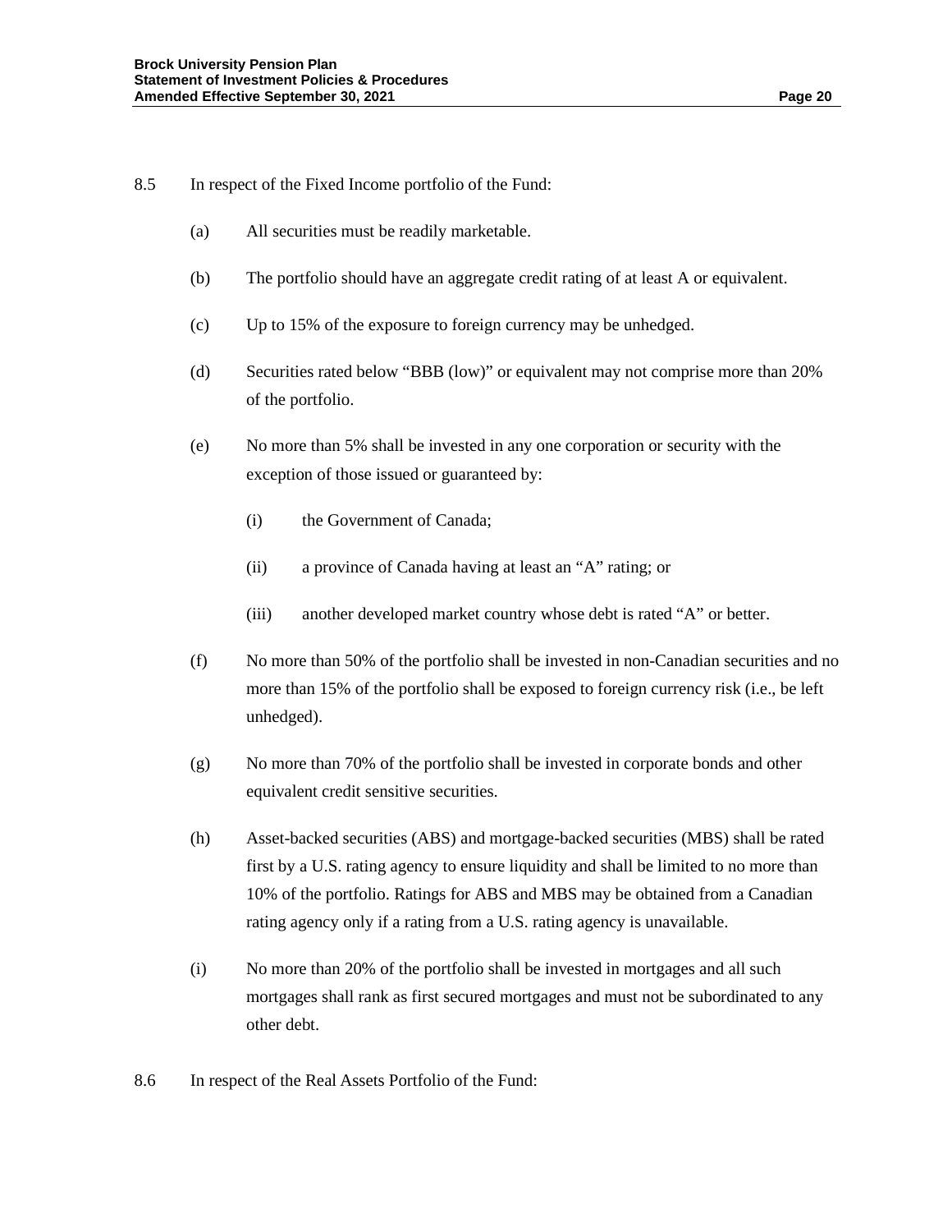8.5 In respect of the Fixed Income portfolio of the Fund:

(a) All securities must be readily marketable.

(b) The portfolio should have an aggregate credit rating of at least A or equivalent.

(c) Up to 15% of the exposure to foreign currency may be unhedged.

(d) Securities rated below "BBB (low)" or equivalent may not comprise more than 20% of the portfolio.

(e) No more than 5% shall be invested in any one corporation or security with the exception of those issued or guaranteed by:

(i) the Government of Canada;

(ii) a province of Canada having at least an "A" rating; or

(iii) another developed market country whose debt is rated "A" or better.

(f) No more than 50% of the portfolio shall be invested in non-Canadian securities and no more than 15% of the portfolio shall be exposed to foreign currency risk (i.e., be left unhedged).

(g) No more than 70% of the portfolio shall be invested in corporate bonds and other equivalent credit sensitive securities.

(h) Asset-backed securities (ABS) and mortgage-backed securities (MBS) shall be rated first by a U.S. rating agency to ensure liquidity and shall be limited to no more than 10% of the portfolio. Ratings for ABS and MBS may be obtained from a Canadian rating agency only if a rating from a U.S. rating agency is unavailable.

(i) No more than 20% of the portfolio shall be invested in mortgages and all such mortgages shall rank as first secured mortgages and must not be subordinated to any other debt.

8.6 In respect of the Real Assets Portfolio of the Fund: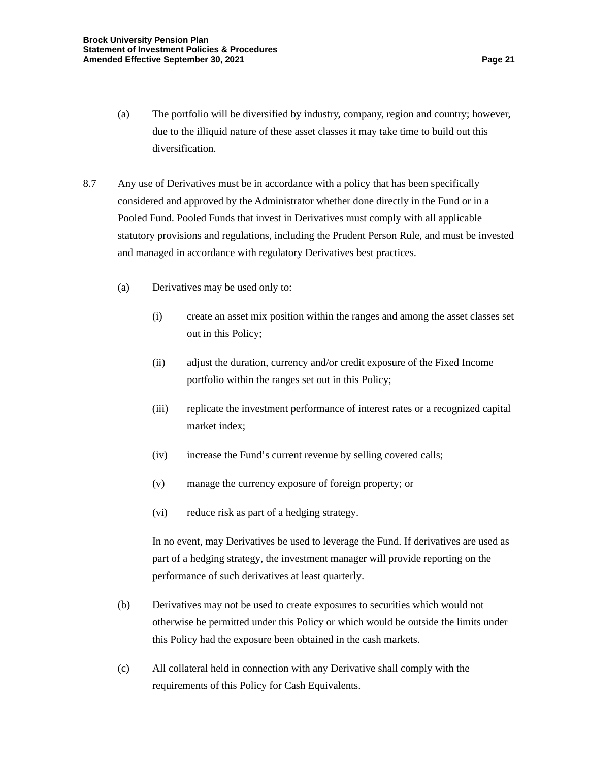(a) The portfolio will be diversified by industry, company, region and country; however, due to the illiquid nature of these asset classes it may take time to build out this diversification.

8.7 Any use of Derivatives must be in accordance with a policy that has been specifically considered and approved by the Administrator whether done directly in the Fund or in a Pooled Fund. Pooled Funds that invest in Derivatives must comply with all applicable statutory provisions and regulations, including the Prudent Person Rule, and must be invested and managed in accordance with regulatory Derivatives best practices.

(a) Derivatives may be used only to:

(i) create an asset mix position within the ranges and among the asset classes set out in this Policy;

(ii) adjust the duration, currency and/or credit exposure of the Fixed Income portfolio within the ranges set out in this Policy;

(iii) replicate the investment performance of interest rates or a recognized capital market index;

(iv) increase the Fund's current revenue by selling covered calls;

(v) manage the currency exposure of foreign property; or

(vi) reduce risk as part of a hedging strategy.

In no event, may Derivatives be used to leverage the Fund. If derivatives are used as part of a hedging strategy, the investment manager will provide reporting on the performance of such derivatives at least quarterly.

(b) Derivatives may not be used to create exposures to securities which would not otherwise be permitted under this Policy or which would be outside the limits under this Policy had the exposure been obtained in the cash markets.

(c) All collateral held in connection with any Derivative shall comply with the requirements of this Policy for Cash Equivalents.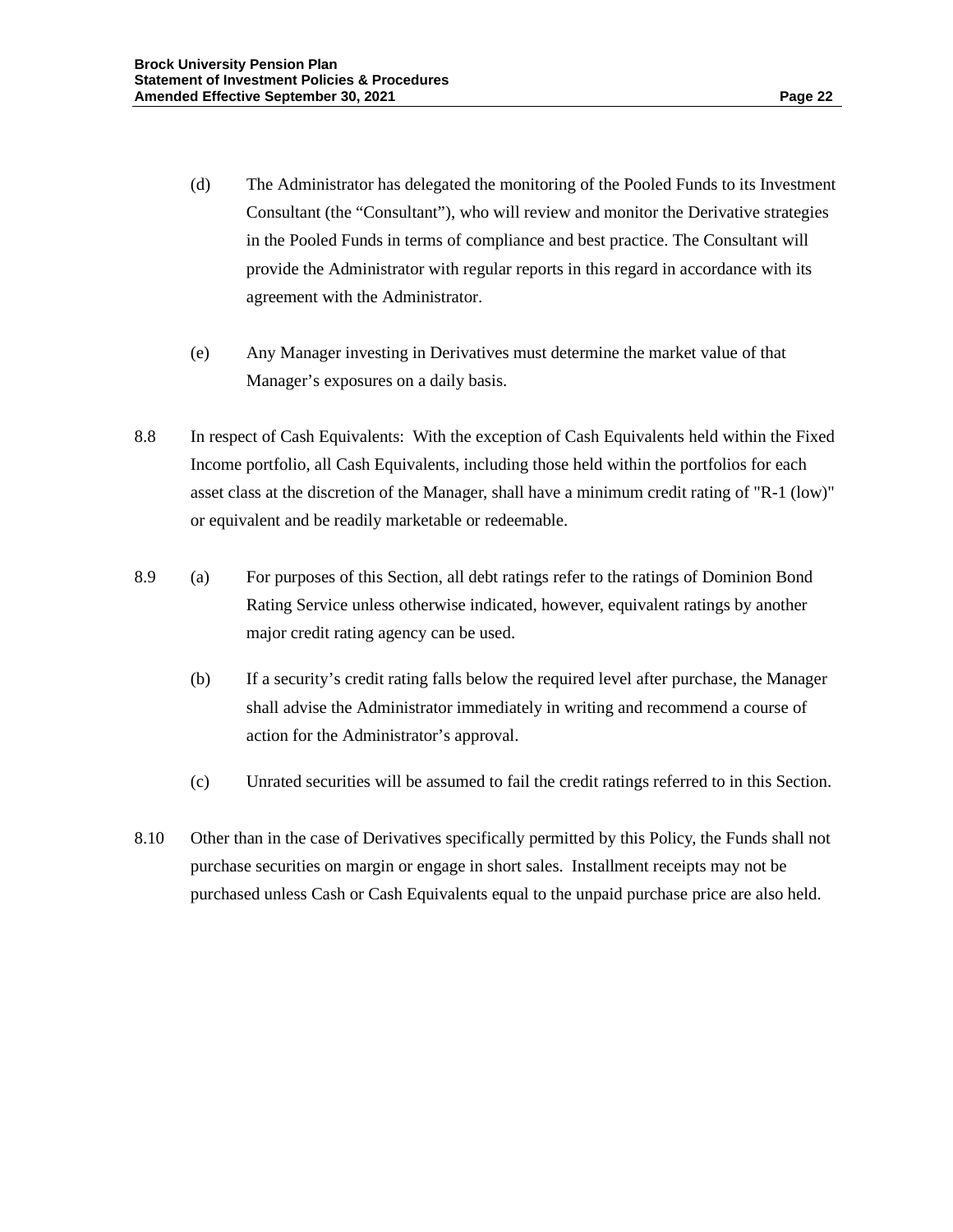(d) The Administrator has delegated the monitoring of the Pooled Funds to its Investment Consultant (the "Consultant"), who will review and monitor the Derivative strategies in the Pooled Funds in terms of compliance and best practice. The Consultant will provide the Administrator with regular reports in this regard in accordance with its agreement with the Administrator.

(e) Any Manager investing in Derivatives must determine the market value of that Manager's exposures on a daily basis.

8.8 In respect of Cash Equivalents: With the exception of Cash Equivalents held within the Fixed Income portfolio, all Cash Equivalents, including those held within the portfolios for each asset class at the discretion of the Manager, shall have a minimum credit rating of "R-1 (low)" or equivalent and be readily marketable or redeemable.

8.9 (a) For purposes of this Section, all debt ratings refer to the ratings of Dominion Bond Rating Service unless otherwise indicated, however, equivalent ratings by another major credit rating agency can be used.

(b) If a security's credit rating falls below the required level after purchase, the Manager shall advise the Administrator immediately in writing and recommend a course of action for the Administrator's approval.

(c) Unrated securities will be assumed to fail the credit ratings referred to in this Section.

8.10 Other than in the case of Derivatives specifically permitted by this Policy, the Funds shall not purchase securities on margin or engage in short sales. Installment receipts may not be purchased unless Cash or Cash Equivalents equal to the unpaid purchase price are also held.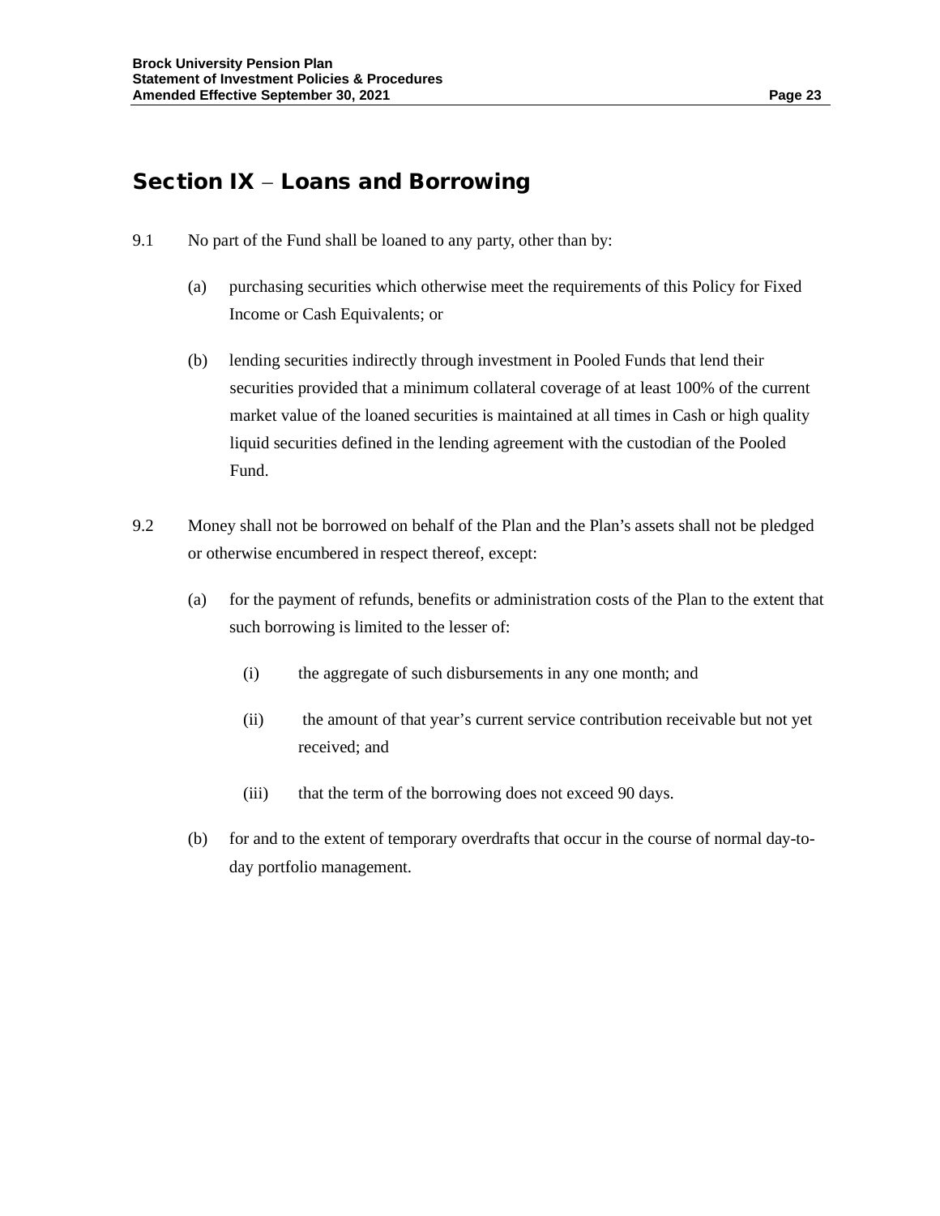## Section IX – Loans and Borrowing

9.1 No part of the Fund shall be loaned to any party, other than by:

(a) purchasing securities which otherwise meet the requirements of this Policy for Fixed Income or Cash Equivalents; or

(b) lending securities indirectly through investment in Pooled Funds that lend their securities provided that a minimum collateral coverage of at least 100% of the current market value of the loaned securities is maintained at all times in Cash or high quality liquid securities defined in the lending agreement with the custodian of the Pooled Fund.

9.2 Money shall not be borrowed on behalf of the Plan and the Plan's assets shall not be pledged or otherwise encumbered in respect thereof, except:

(a) for the payment of refunds, benefits or administration costs of the Plan to the extent that such borrowing is limited to the lesser of:

(i) the aggregate of such disbursements in any one month; and

(ii) the amount of that year's current service contribution receivable but not yet received; and

(iii) that the term of the borrowing does not exceed 90 days.

(b) for and to the extent of temporary overdrafts that occur in the course of normal day-to-day portfolio management.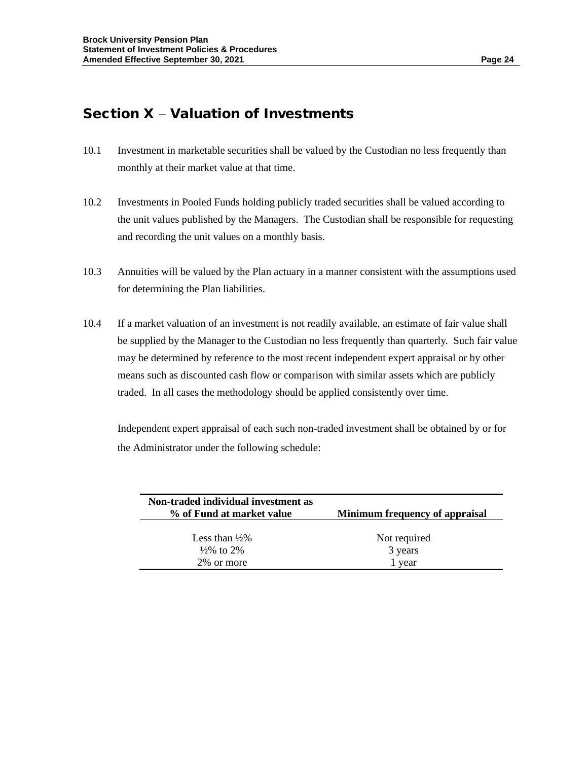## Section X – Valuation of Investments

10.1 Investment in marketable securities shall be valued by the Custodian no less frequently than monthly at their market value at that time.

10.2 Investments in Pooled Funds holding publicly traded securities shall be valued according to the unit values published by the Managers. The Custodian shall be responsible for requesting and recording the unit values on a monthly basis.

10.3 Annuities will be valued by the Plan actuary in a manner consistent with the assumptions used for determining the Plan liabilities.

10.4 If a market valuation of an investment is not readily available, an estimate of fair value shall be supplied by the Manager to the Custodian no less frequently than quarterly. Such fair value may be determined by reference to the most recent independent expert appraisal or by other means such as discounted cash flow or comparison with similar assets which are publicly traded. In all cases the methodology should be applied consistently over time.

Independent expert appraisal of each such non-traded investment shall be obtained by or for the Administrator under the following schedule:

| Non-traded individual investment as % of Fund at market value | Minimum frequency of appraisal |
|---|---|
| Less than ½% | Not required |
| ½% to 2% | 3 years |
| 2% or more | 1 year |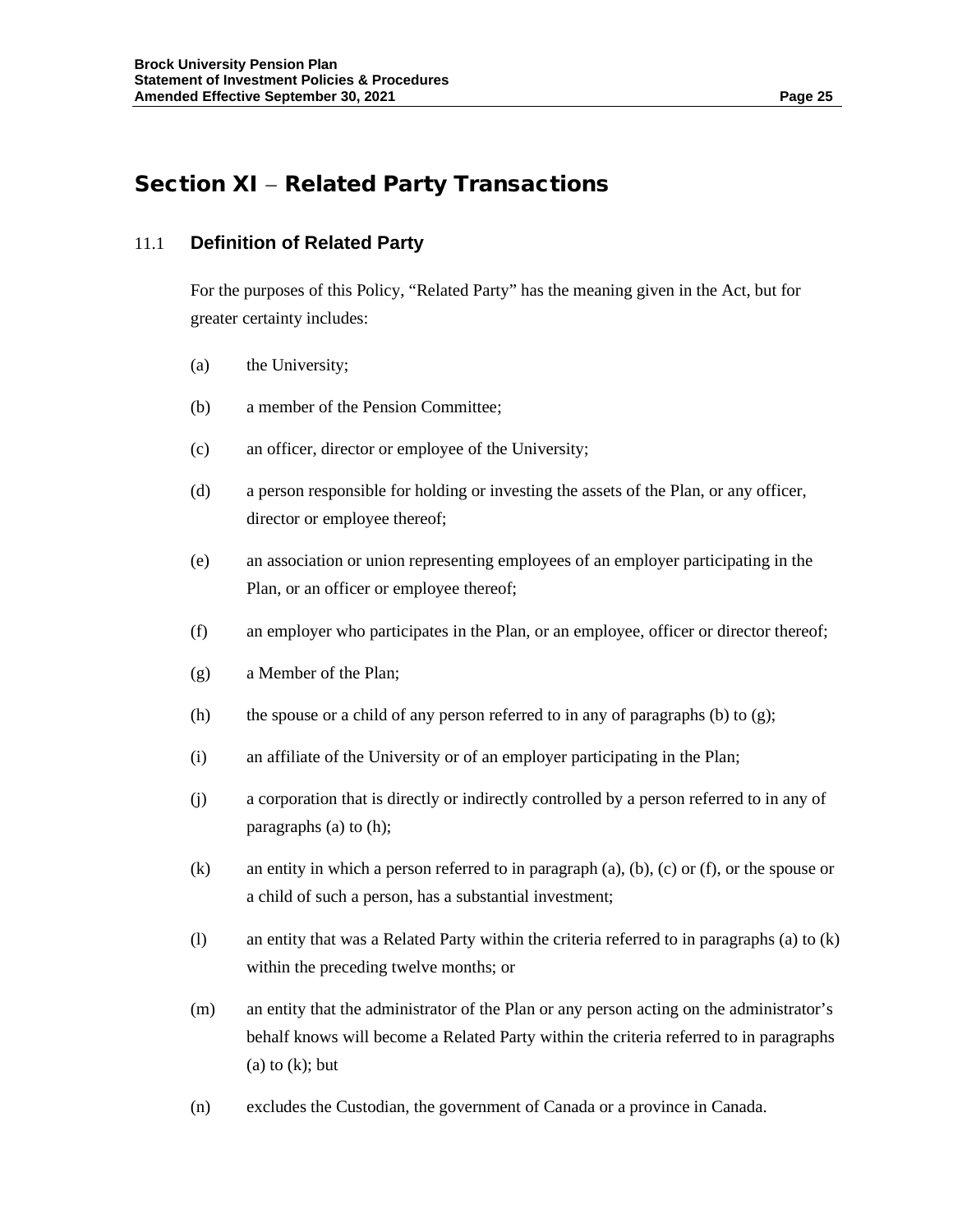# Section XI – Related Party Transactions

## 11.1 Definition of Related Party

For the purposes of this Policy, "Related Party" has the meaning given in the Act, but for greater certainty includes:

(a) the University;

(b) a member of the Pension Committee;

(c) an officer, director or employee of the University;

(d) a person responsible for holding or investing the assets of the Plan, or any officer, director or employee thereof;

(e) an association or union representing employees of an employer participating in the Plan, or an officer or employee thereof;

(f) an employer who participates in the Plan, or an employee, officer or director thereof;

(g) a Member of the Plan;

(h) the spouse or a child of any person referred to in any of paragraphs (b) to (g);

(i) an affiliate of the University or of an employer participating in the Plan;

(j) a corporation that is directly or indirectly controlled by a person referred to in any of paragraphs (a) to (h);

(k) an entity in which a person referred to in paragraph (a), (b), (c) or (f), or the spouse or a child of such a person, has a substantial investment;

(l) an entity that was a Related Party within the criteria referred to in paragraphs (a) to (k) within the preceding twelve months; or

(m) an entity that the administrator of the Plan or any person acting on the administrator's behalf knows will become a Related Party within the criteria referred to in paragraphs (a) to (k); but

(n) excludes the Custodian, the government of Canada or a province in Canada.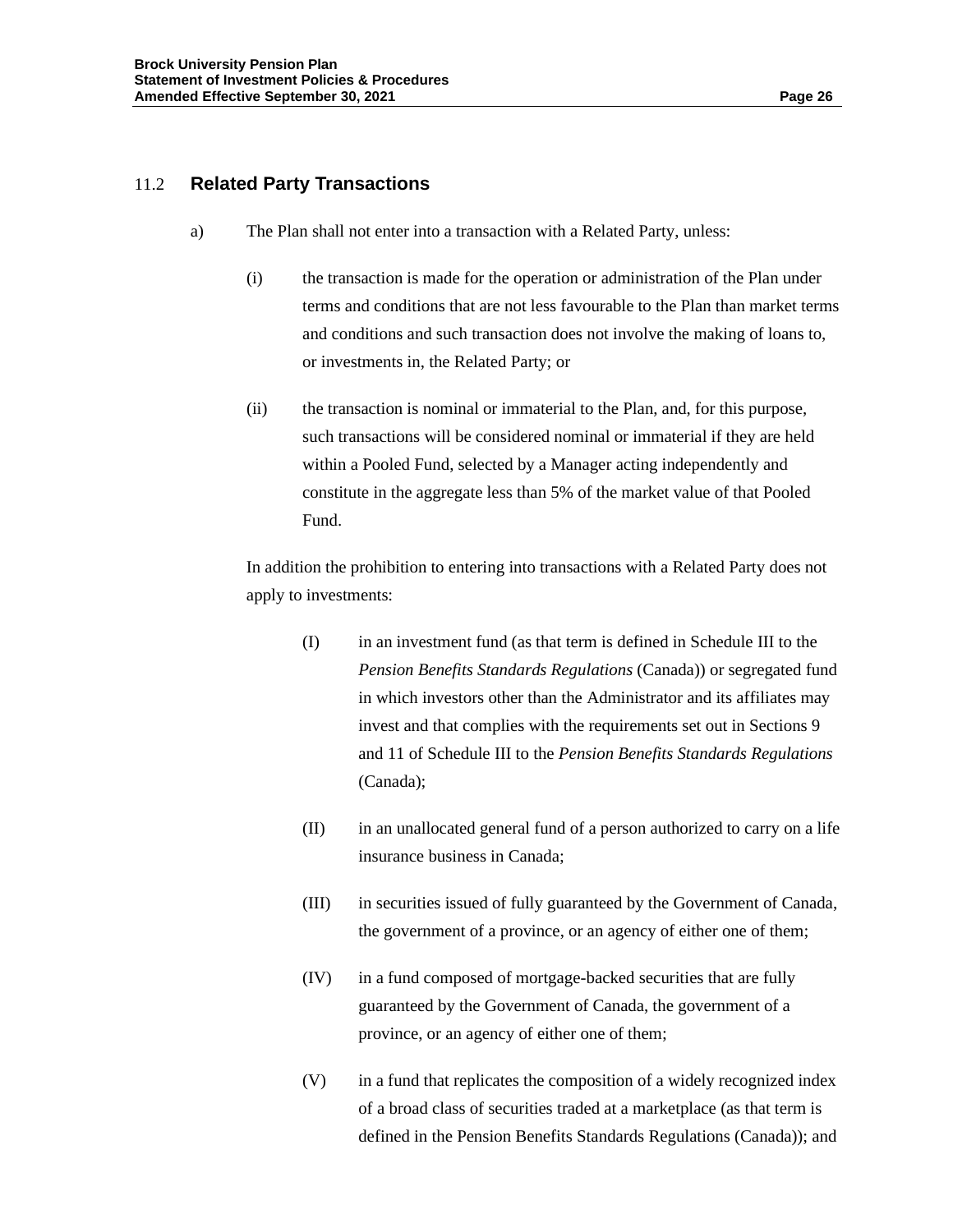## 11.2 Related Party Transactions

a) The Plan shall not enter into a transaction with a Related Party, unless:

(i) the transaction is made for the operation or administration of the Plan under terms and conditions that are not less favourable to the Plan than market terms and conditions and such transaction does not involve the making of loans to, or investments in, the Related Party; or

(ii) the transaction is nominal or immaterial to the Plan, and, for this purpose, such transactions will be considered nominal or immaterial if they are held within a Pooled Fund, selected by a Manager acting independently and constitute in the aggregate less than 5% of the market value of that Pooled Fund.

In addition the prohibition to entering into transactions with a Related Party does not apply to investments:

(I) in an investment fund (as that term is defined in Schedule III to the *Pension Benefits Standards Regulations* (Canada)) or segregated fund in which investors other than the Administrator and its affiliates may invest and that complies with the requirements set out in Sections 9 and 11 of Schedule III to the *Pension Benefits Standards Regulations* (Canada);

(II) in an unallocated general fund of a person authorized to carry on a life insurance business in Canada;

(III) in securities issued of fully guaranteed by the Government of Canada, the government of a province, or an agency of either one of them;

(IV) in a fund composed of mortgage-backed securities that are fully guaranteed by the Government of Canada, the government of a province, or an agency of either one of them;

(V) in a fund that replicates the composition of a widely recognized index of a broad class of securities traded at a marketplace (as that term is defined in the Pension Benefits Standards Regulations (Canada)); and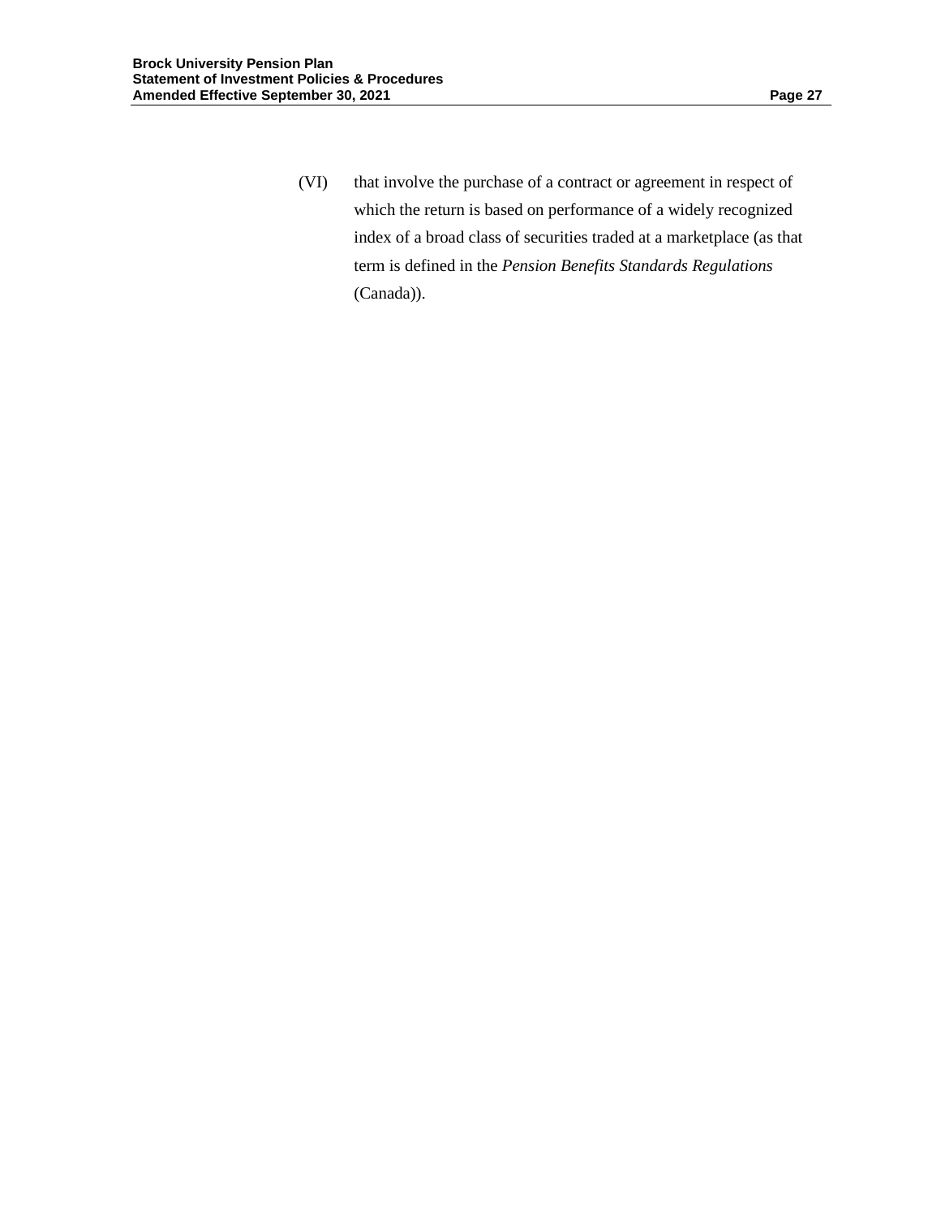(VI) that involve the purchase of a contract or agreement in respect of which the return is based on performance of a widely recognized index of a broad class of securities traded at a marketplace (as that term is defined in the *Pension Benefits Standards Regulations* (Canada)).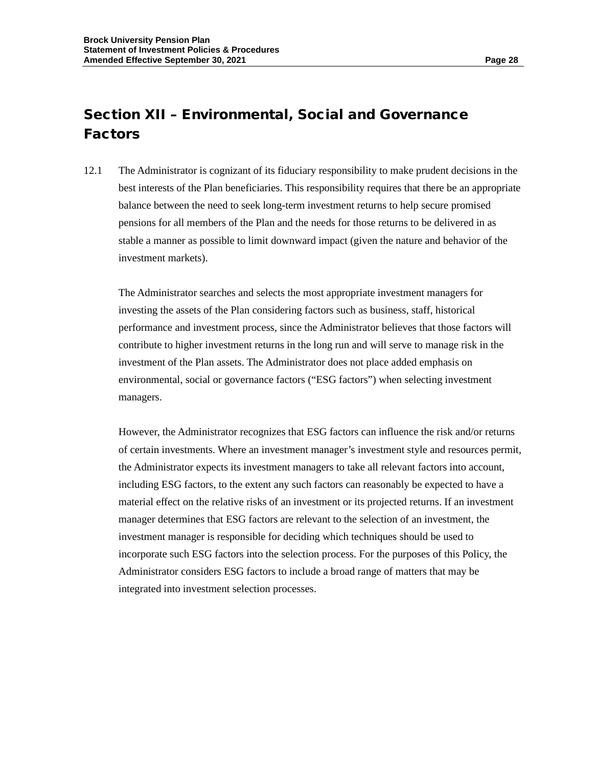## Section XII – Environmental, Social and Governance Factors

12.1 The Administrator is cognizant of its fiduciary responsibility to make prudent decisions in the best interests of the Plan beneficiaries. This responsibility requires that there be an appropriate balance between the need to seek long-term investment returns to help secure promised pensions for all members of the Plan and the needs for those returns to be delivered in as stable a manner as possible to limit downward impact (given the nature and behavior of the investment markets).

The Administrator searches and selects the most appropriate investment managers for investing the assets of the Plan considering factors such as business, staff, historical performance and investment process, since the Administrator believes that those factors will contribute to higher investment returns in the long run and will serve to manage risk in the investment of the Plan assets. The Administrator does not place added emphasis on environmental, social or governance factors (“ESG factors”) when selecting investment managers.

However, the Administrator recognizes that ESG factors can influence the risk and/or returns of certain investments. Where an investment manager’s investment style and resources permit, the Administrator expects its investment managers to take all relevant factors into account, including ESG factors, to the extent any such factors can reasonably be expected to have a material effect on the relative risks of an investment or its projected returns. If an investment manager determines that ESG factors are relevant to the selection of an investment, the investment manager is responsible for deciding which techniques should be used to incorporate such ESG factors into the selection process. For the purposes of this Policy, the Administrator considers ESG factors to include a broad range of matters that may be integrated into investment selection processes.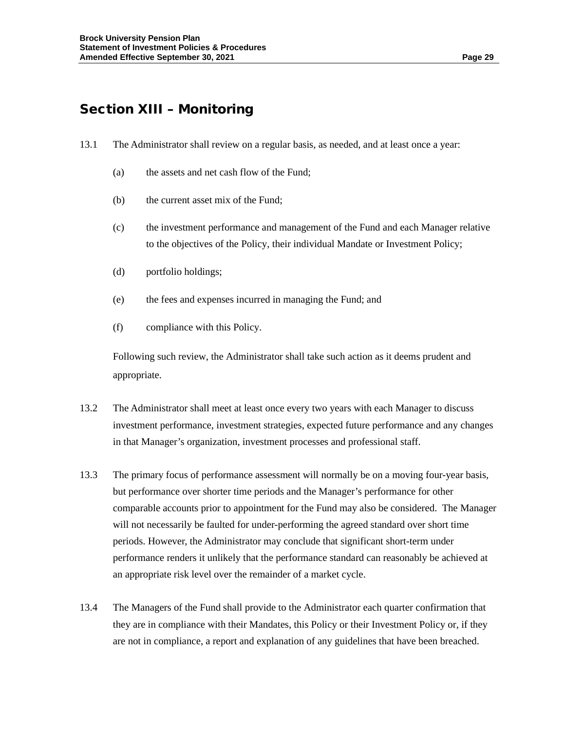## Section XIII – Monitoring

13.1 The Administrator shall review on a regular basis, as needed, and at least once a year:

(a) the assets and net cash flow of the Fund;

(b) the current asset mix of the Fund;

(c) the investment performance and management of the Fund and each Manager relative to the objectives of the Policy, their individual Mandate or Investment Policy;

(d) portfolio holdings;

(e) the fees and expenses incurred in managing the Fund; and

(f) compliance with this Policy.

Following such review, the Administrator shall take such action as it deems prudent and appropriate.

13.2 The Administrator shall meet at least once every two years with each Manager to discuss investment performance, investment strategies, expected future performance and any changes in that Manager's organization, investment processes and professional staff.

13.3 The primary focus of performance assessment will normally be on a moving four-year basis, but performance over shorter time periods and the Manager's performance for other comparable accounts prior to appointment for the Fund may also be considered. The Manager will not necessarily be faulted for under-performing the agreed standard over short time periods. However, the Administrator may conclude that significant short-term under performance renders it unlikely that the performance standard can reasonably be achieved at an appropriate risk level over the remainder of a market cycle.

13.4 The Managers of the Fund shall provide to the Administrator each quarter confirmation that they are in compliance with their Mandates, this Policy or their Investment Policy or, if they are not in compliance, a report and explanation of any guidelines that have been breached.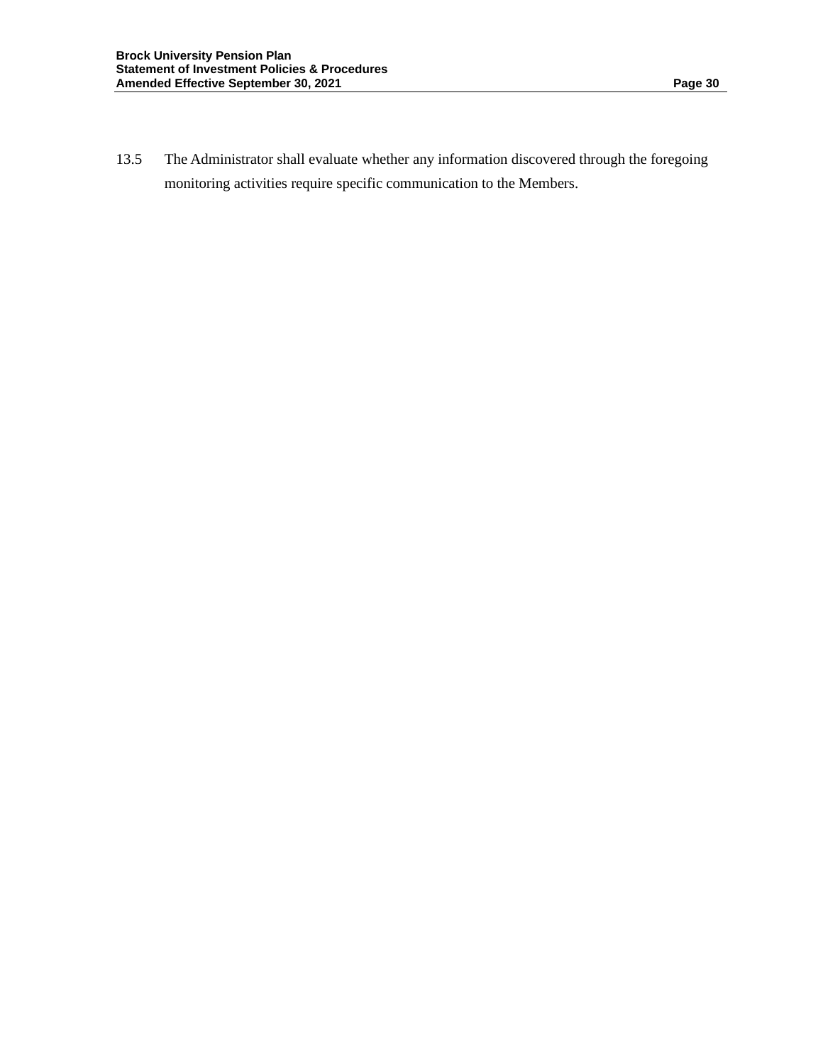13.5 The Administrator shall evaluate whether any information discovered through the foregoing monitoring activities require specific communication to the Members.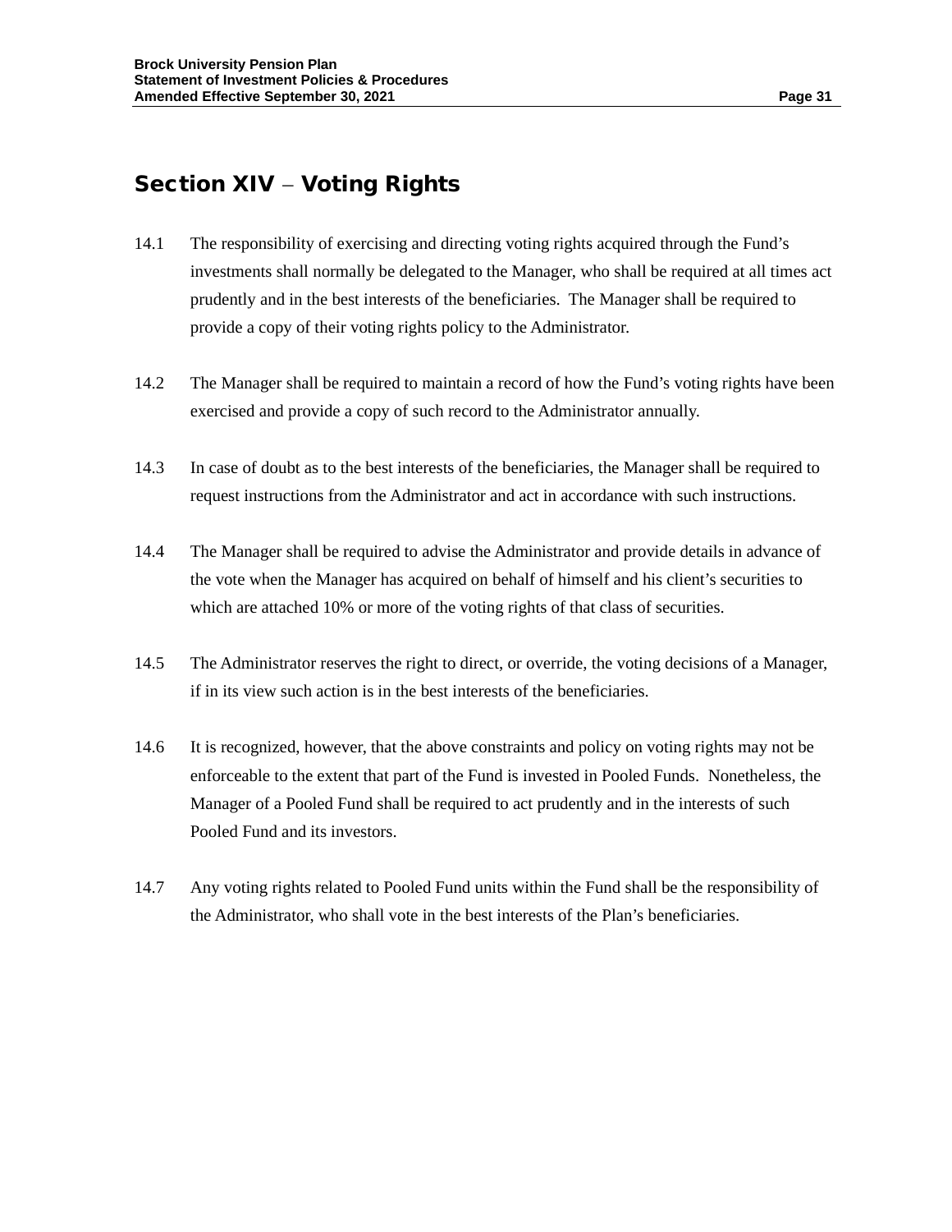## Section XIV – Voting Rights

14.1 The responsibility of exercising and directing voting rights acquired through the Fund's investments shall normally be delegated to the Manager, who shall be required at all times act prudently and in the best interests of the beneficiaries. The Manager shall be required to provide a copy of their voting rights policy to the Administrator.

14.2 The Manager shall be required to maintain a record of how the Fund's voting rights have been exercised and provide a copy of such record to the Administrator annually.

14.3 In case of doubt as to the best interests of the beneficiaries, the Manager shall be required to request instructions from the Administrator and act in accordance with such instructions.

14.4 The Manager shall be required to advise the Administrator and provide details in advance of the vote when the Manager has acquired on behalf of himself and his client's securities to which are attached 10% or more of the voting rights of that class of securities.

14.5 The Administrator reserves the right to direct, or override, the voting decisions of a Manager, if in its view such action is in the best interests of the beneficiaries.

14.6 It is recognized, however, that the above constraints and policy on voting rights may not be enforceable to the extent that part of the Fund is invested in Pooled Funds. Nonetheless, the Manager of a Pooled Fund shall be required to act prudently and in the interests of such Pooled Fund and its investors.

14.7 Any voting rights related to Pooled Fund units within the Fund shall be the responsibility of the Administrator, who shall vote in the best interests of the Plan's beneficiaries.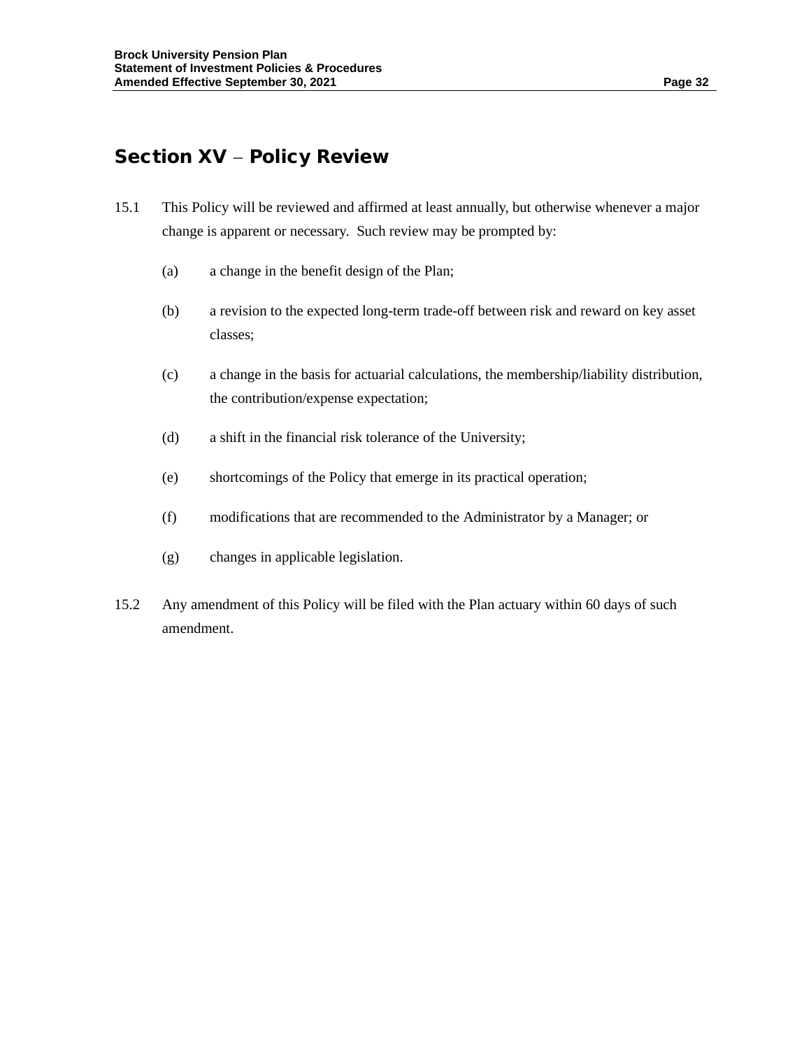## Section XV – Policy Review

15.1 This Policy will be reviewed and affirmed at least annually, but otherwise whenever a major change is apparent or necessary. Such review may be prompted by:

(a) a change in the benefit design of the Plan;

(b) a revision to the expected long-term trade-off between risk and reward on key asset classes;

(c) a change in the basis for actuarial calculations, the membership/liability distribution, the contribution/expense expectation;

(d) a shift in the financial risk tolerance of the University;

(e) shortcomings of the Policy that emerge in its practical operation;

(f) modifications that are recommended to the Administrator by a Manager; or

(g) changes in applicable legislation.

15.2 Any amendment of this Policy will be filed with the Plan actuary within 60 days of such amendment.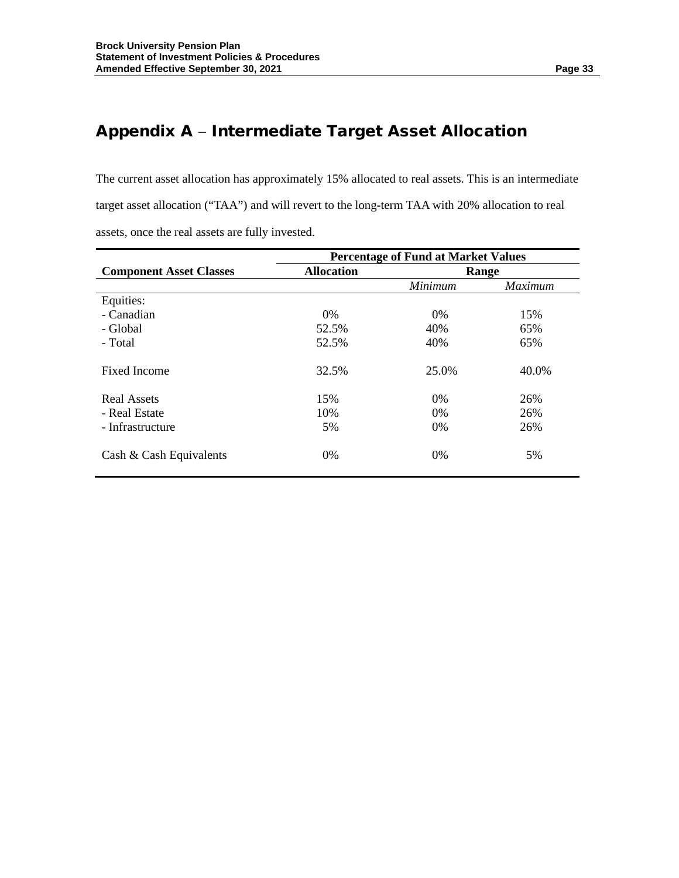## Appendix A – Intermediate Target Asset Allocation

The current asset allocation has approximately 15% allocated to real assets. This is an intermediate target asset allocation ("TAA") and will revert to the long-term TAA with 20% allocation to real assets, once the real assets are fully invested.

| | Percentage of Fund at Market Values | | |
|---|---|---|---|
| **Component Asset Classes** | **Allocation** | **Range** | |
| | | *Minimum* | *Maximum* |
| Equities: | | | |
| - Canadian | 0% | 0% | 15% |
| - Global | 52.5% | 40% | 65% |
| - Total | 52.5% | 40% | 65% |
| Fixed Income | 32.5% | 25.0% | 40.0% |
| Real Assets | 15% | 0% | 26% |
| - Real Estate | 10% | 0% | 26% |
| - Infrastructure | 5% | 0% | 26% |
| Cash & Cash Equivalents | 0% | 0% | 5% |